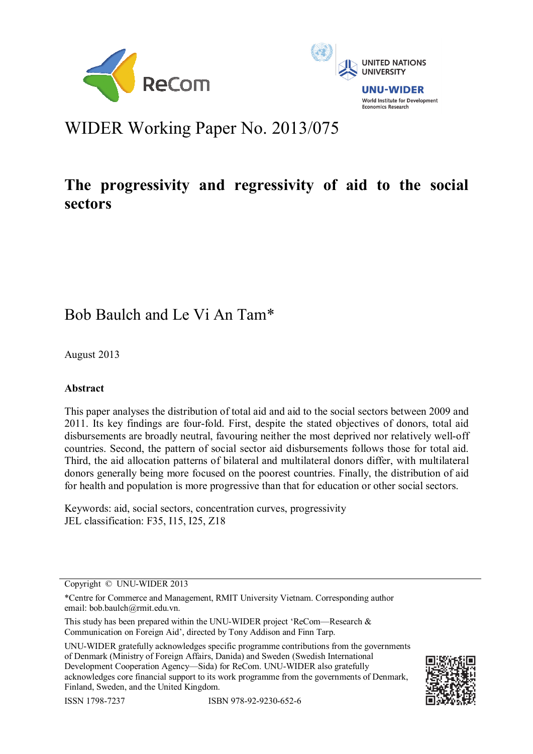WIDER Working Paper No. 2013/075

# The progressivity and regressivity of aid to the social sectors

Bob Baulch and Le Vi An Tam*

August 2013

## Abstract

This paper analyses the distribution of total aid and aid to the social sectors between 2009 and 2011. Its key findings are four-fold. First, despite the stated objectives of donors, total aid disbursements are broadly neutral, favouring neither the most deprived nor relatively well-off countries. Second, the pattern of social sector aid disbursements follows those for total aid. Third, the aid allocation patterns of bilateral and multilateral donors differ, with multilateral donors generally being more focused on the poorest countries. Finally, the distribution of aid for health and population is more progressive than that for education or other social sectors.

Keywords: aid, social sectors, concentration curves, progressivity
JEL classification: F35, I15, I25, Z18

---

Copyright © UNU-WIDER 2013

*Centre for Commerce and Management, RMIT University Vietnam. Corresponding author email: bob.baulch@rmit.edu.vn.

This study has been prepared within the UNU-WIDER project 'ReCom—Research & Communication on Foreign Aid', directed by Tony Addison and Finn Tarp.

UNU-WIDER gratefully acknowledges specific programme contributions from the governments of Denmark (Ministry of Foreign Affairs, Danida) and Sweden (Swedish International Development Cooperation Agency—Sida) for ReCom. UNU-WIDER also gratefully acknowledges core financial support to its work programme from the governments of Denmark, Finland, Sweden, and the United Kingdom.

ISSN 1798-7237 ISBN 978-92-9230-652-6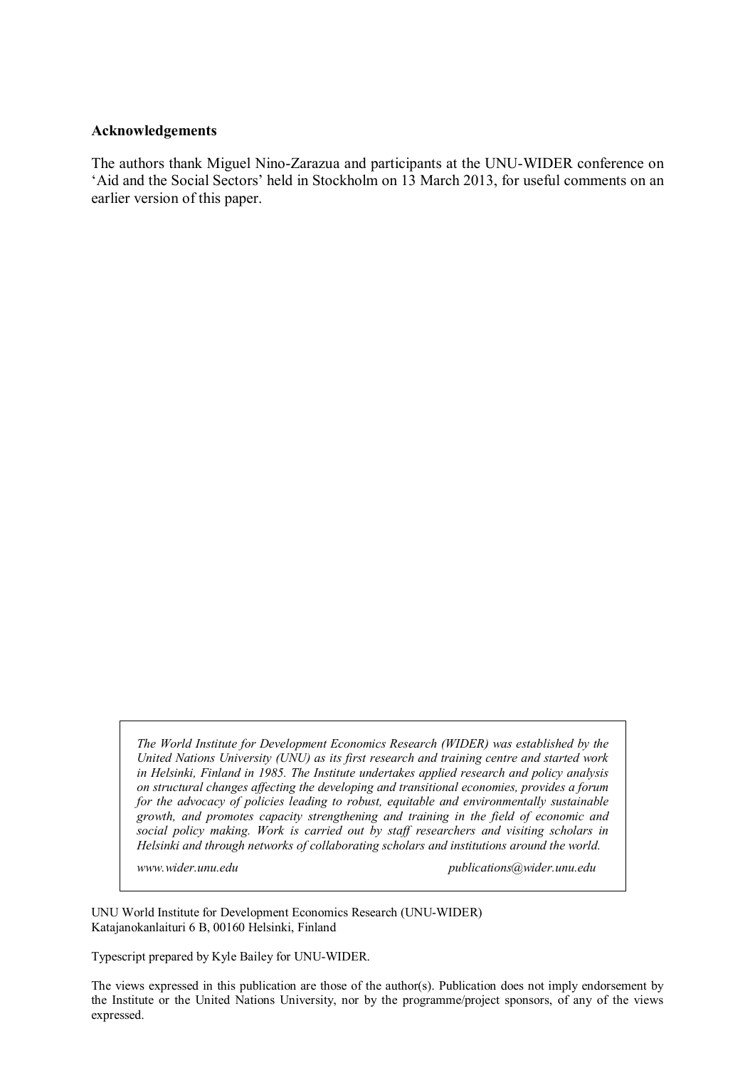**Acknowledgements**

The authors thank Miguel Nino-Zarazua and participants at the UNU-WIDER conference on ‘Aid and the Social Sectors’ held in Stockholm on 13 March 2013, for useful comments on an earlier version of this paper.

*The World Institute for Development Economics Research (WIDER) was established by the United Nations University (UNU) as its first research and training centre and started work in Helsinki, Finland in 1985. The Institute undertakes applied research and policy analysis on structural changes affecting the developing and transitional economies, provides a forum for the advocacy of policies leading to robust, equitable and environmentally sustainable growth, and promotes capacity strengthening and training in the field of economic and social policy making. Work is carried out by staff researchers and visiting scholars in Helsinki and through networks of collaborating scholars and institutions around the world.*

*www.wider.unu.edu* *publications@wider.unu.edu*

UNU World Institute for Development Economics Research (UNU-WIDER)
Katajanokanlaituri 6 B, 00160 Helsinki, Finland

Typescript prepared by Kyle Bailey for UNU-WIDER.

The views expressed in this publication are those of the author(s). Publication does not imply endorsement by the Institute or the United Nations University, nor by the programme/project sponsors, of any of the views expressed.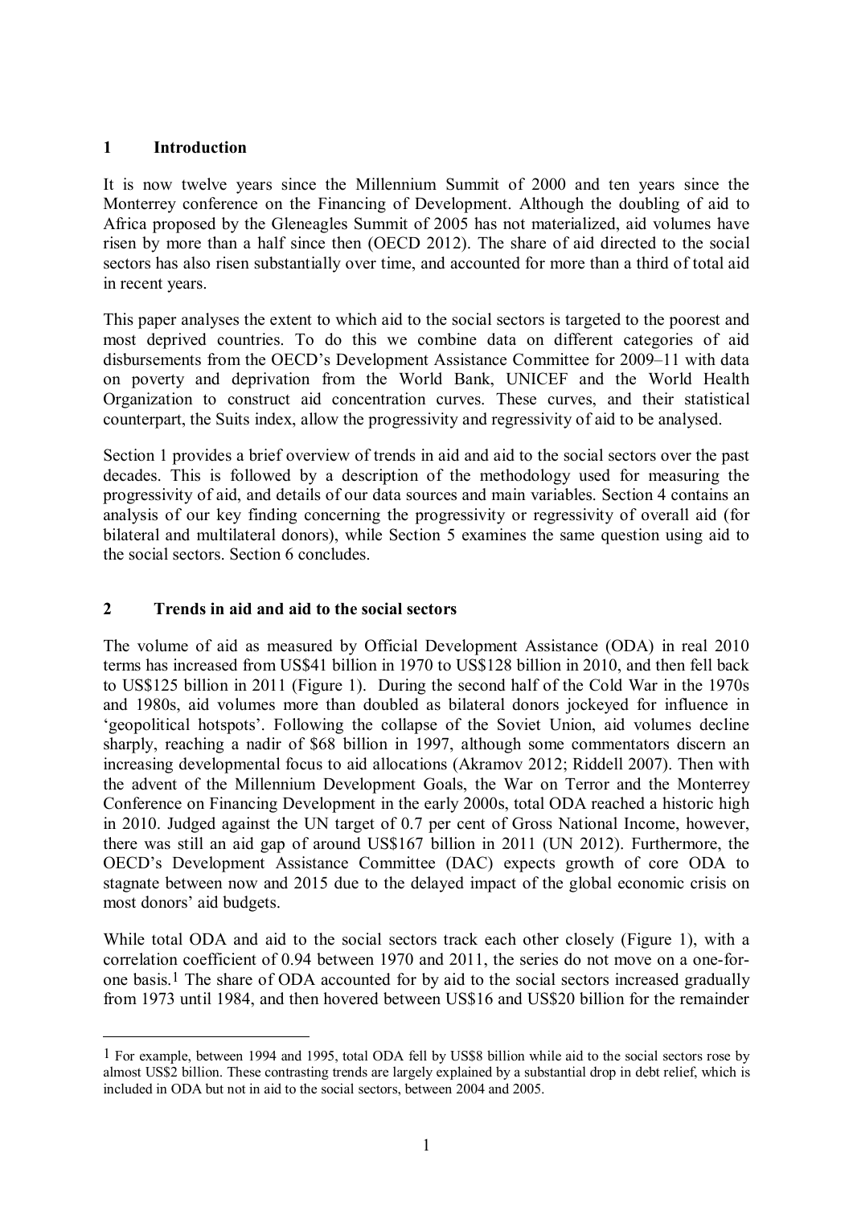## 1 Introduction

It is now twelve years since the Millennium Summit of 2000 and ten years since the Monterrey conference on the Financing of Development. Although the doubling of aid to Africa proposed by the Gleneagles Summit of 2005 has not materialized, aid volumes have risen by more than a half since then (OECD 2012). The share of aid directed to the social sectors has also risen substantially over time, and accounted for more than a third of total aid in recent years.

This paper analyses the extent to which aid to the social sectors is targeted to the poorest and most deprived countries. To do this we combine data on different categories of aid disbursements from the OECD's Development Assistance Committee for 2009–11 with data on poverty and deprivation from the World Bank, UNICEF and the World Health Organization to construct aid concentration curves. These curves, and their statistical counterpart, the Suits index, allow the progressivity and regressivity of aid to be analysed.

Section 1 provides a brief overview of trends in aid and aid to the social sectors over the past decades. This is followed by a description of the methodology used for measuring the progressivity of aid, and details of our data sources and main variables. Section 4 contains an analysis of our key finding concerning the progressivity or regressivity of overall aid (for bilateral and multilateral donors), while Section 5 examines the same question using aid to the social sectors. Section 6 concludes.

## 2 Trends in aid and aid to the social sectors

The volume of aid as measured by Official Development Assistance (ODA) in real 2010 terms has increased from US$41 billion in 1970 to US$128 billion in 2010, and then fell back to US$125 billion in 2011 (Figure 1). During the second half of the Cold War in the 1970s and 1980s, aid volumes more than doubled as bilateral donors jockeyed for influence in 'geopolitical hotspots'. Following the collapse of the Soviet Union, aid volumes decline sharply, reaching a nadir of $68 billion in 1997, although some commentators discern an increasing developmental focus to aid allocations (Akramov 2012; Riddell 2007). Then with the advent of the Millennium Development Goals, the War on Terror and the Monterrey Conference on Financing Development in the early 2000s, total ODA reached a historic high in 2010. Judged against the UN target of 0.7 per cent of Gross National Income, however, there was still an aid gap of around US$167 billion in 2011 (UN 2012). Furthermore, the OECD's Development Assistance Committee (DAC) expects growth of core ODA to stagnate between now and 2015 due to the delayed impact of the global economic crisis on most donors' aid budgets.

While total ODA and aid to the social sectors track each other closely (Figure 1), with a correlation coefficient of 0.94 between 1970 and 2011, the series do not move on a one-for-one basis.[1] The share of ODA accounted for by aid to the social sectors increased gradually from 1973 until 1984, and then hovered between US$16 and US$20 billion for the remainder

---

[1] For example, between 1994 and 1995, total ODA fell by US$8 billion while aid to the social sectors rose by almost US$2 billion. These contrasting trends are largely explained by a substantial drop in debt relief, which is included in ODA but not in aid to the social sectors, between 2004 and 2005.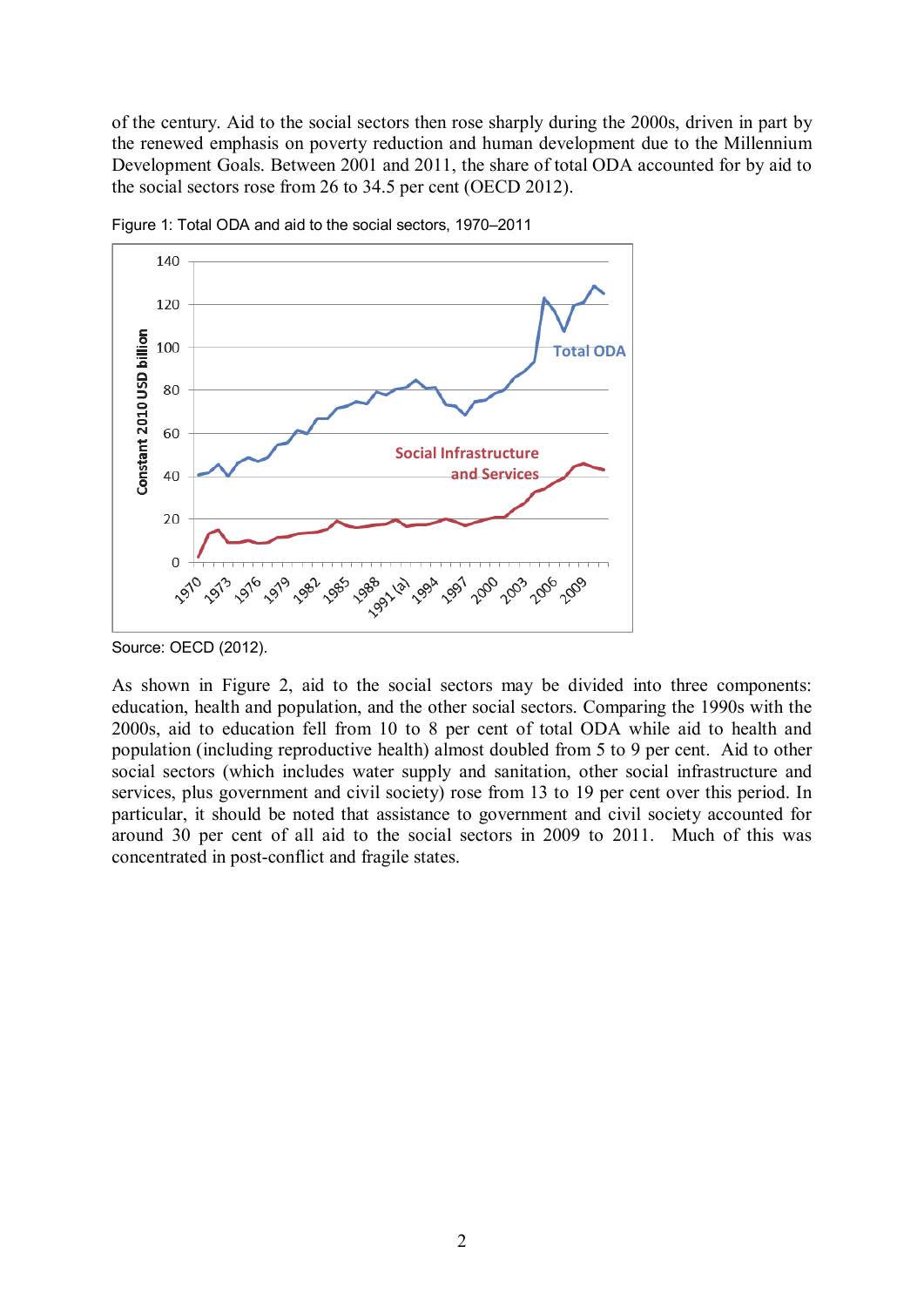of the century. Aid to the social sectors then rose sharply during the 2000s, driven in part by the renewed emphasis on poverty reduction and human development due to the Millennium Development Goals. Between 2001 and 2011, the share of total ODA accounted for by aid to the social sectors rose from 26 to 34.5 per cent (OECD 2012).

Figure 1: Total ODA and aid to the social sectors, 1970–2011

Source: OECD (2012).

As shown in Figure 2, aid to the social sectors may be divided into three components: education, health and population, and the other social sectors. Comparing the 1990s with the 2000s, aid to education fell from 10 to 8 per cent of total ODA while aid to health and population (including reproductive health) almost doubled from 5 to 9 per cent. Aid to other social sectors (which includes water supply and sanitation, other social infrastructure and services, plus government and civil society) rose from 13 to 19 per cent over this period. In particular, it should be noted that assistance to government and civil society accounted for around 30 per cent of all aid to the social sectors in 2009 to 2011. Much of this was concentrated in post-conflict and fragile states.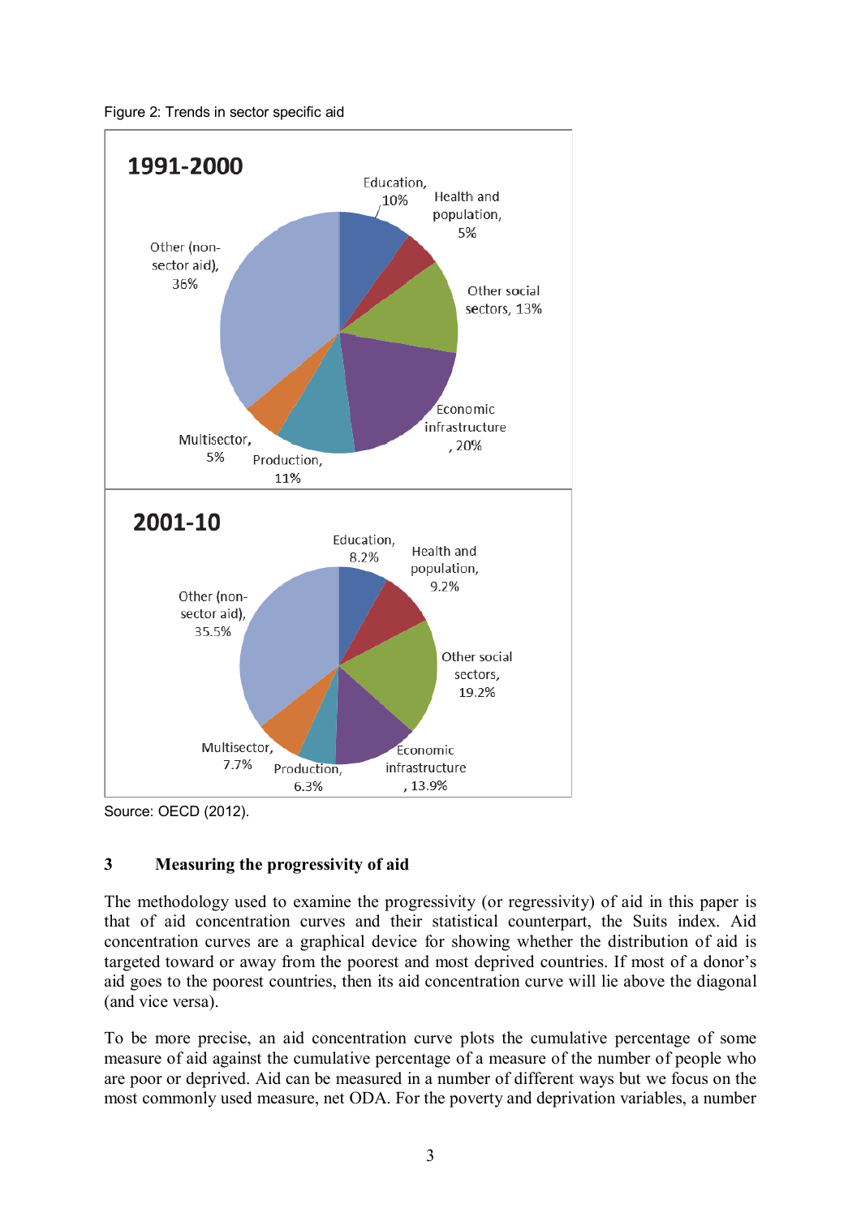Figure 2: Trends in sector specific aid

Source: OECD (2012).

## 3 Measuring the progressivity of aid

The methodology used to examine the progressivity (or regressivity) of aid in this paper is that of aid concentration curves and their statistical counterpart, the Suits index. Aid concentration curves are a graphical device for showing whether the distribution of aid is targeted toward or away from the poorest and most deprived countries. If most of a donor's aid goes to the poorest countries, then its aid concentration curve will lie above the diagonal (and vice versa).

To be more precise, an aid concentration curve plots the cumulative percentage of some measure of aid against the cumulative percentage of a measure of the number of people who are poor or deprived. Aid can be measured in a number of different ways but we focus on the most commonly used measure, net ODA. For the poverty and deprivation variables, a number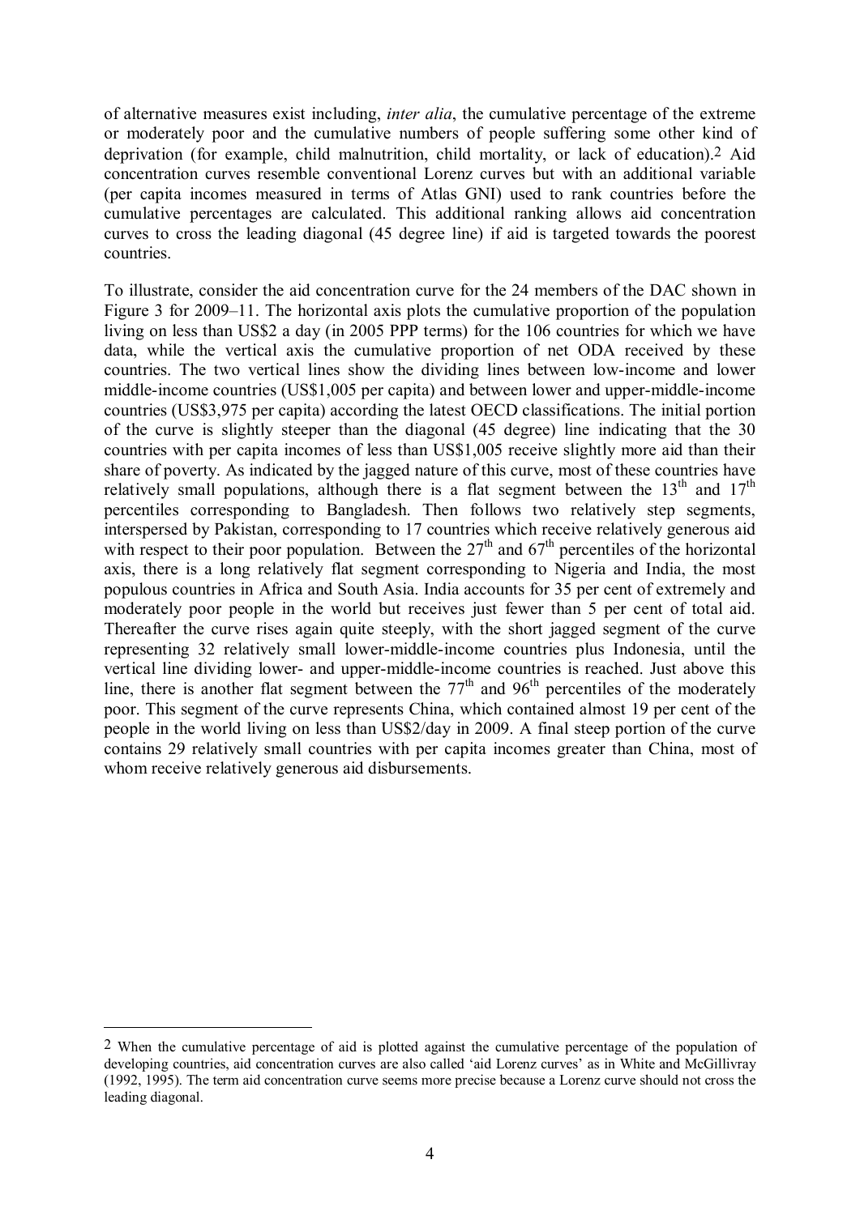of alternative measures exist including, *inter alia*, the cumulative percentage of the extreme or moderately poor and the cumulative numbers of people suffering some other kind of deprivation (for example, child malnutrition, child mortality, or lack of education).[2] Aid concentration curves resemble conventional Lorenz curves but with an additional variable (per capita incomes measured in terms of Atlas GNI) used to rank countries before the cumulative percentages are calculated. This additional ranking allows aid concentration curves to cross the leading diagonal (45 degree line) if aid is targeted towards the poorest countries.

To illustrate, consider the aid concentration curve for the 24 members of the DAC shown in Figure 3 for 2009–11. The horizontal axis plots the cumulative proportion of the population living on less than US$2 a day (in 2005 PPP terms) for the 106 countries for which we have data, while the vertical axis the cumulative proportion of net ODA received by these countries. The two vertical lines show the dividing lines between low-income and lower middle-income countries (US$1,005 per capita) and between lower and upper-middle-income countries (US$3,975 per capita) according the latest OECD classifications. The initial portion of the curve is slightly steeper than the diagonal (45 degree) line indicating that the 30 countries with per capita incomes of less than US$1,005 receive slightly more aid than their share of poverty. As indicated by the jagged nature of this curve, most of these countries have relatively small populations, although there is a flat segment between the 13th and 17th percentiles corresponding to Bangladesh. Then follows two relatively step segments, interspersed by Pakistan, corresponding to 17 countries which receive relatively generous aid with respect to their poor population. Between the 27th and 67th percentiles of the horizontal axis, there is a long relatively flat segment corresponding to Nigeria and India, the most populous countries in Africa and South Asia. India accounts for 35 per cent of extremely and moderately poor people in the world but receives just fewer than 5 per cent of total aid. Thereafter the curve rises again quite steeply, with the short jagged segment of the curve representing 32 relatively small lower-middle-income countries plus Indonesia, until the vertical line dividing lower- and upper-middle-income countries is reached. Just above this line, there is another flat segment between the 77th and 96th percentiles of the moderately poor. This segment of the curve represents China, which contained almost 19 per cent of the people in the world living on less than US$2/day in 2009. A final steep portion of the curve contains 29 relatively small countries with per capita incomes greater than China, most of whom receive relatively generous aid disbursements.

---

[2] When the cumulative percentage of aid is plotted against the cumulative percentage of the population of developing countries, aid concentration curves are also called 'aid Lorenz curves' as in White and McGillivray (1992, 1995). The term aid concentration curve seems more precise because a Lorenz curve should not cross the leading diagonal.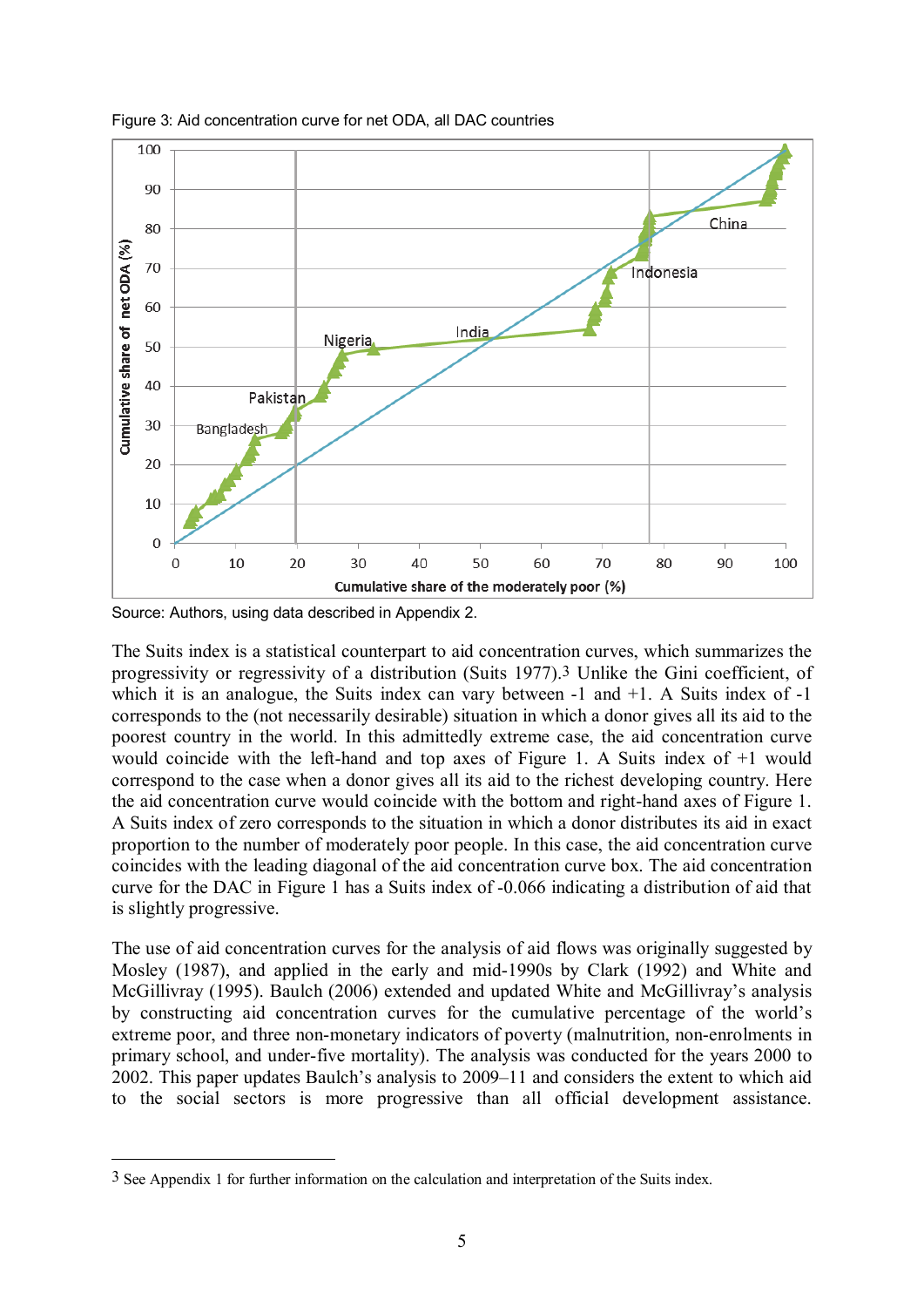Figure 3: Aid concentration curve for net ODA, all DAC countries

Source: Authors, using data described in Appendix 2.

The Suits index is a statistical counterpart to aid concentration curves, which summarizes the progressivity or regressivity of a distribution (Suits 1977).[3] Unlike the Gini coefficient, of which it is an analogue, the Suits index can vary between -1 and +1. A Suits index of -1 corresponds to the (not necessarily desirable) situation in which a donor gives all its aid to the poorest country in the world. In this admittedly extreme case, the aid concentration curve would coincide with the left-hand and top axes of Figure 1. A Suits index of +1 would correspond to the case when a donor gives all its aid to the richest developing country. Here the aid concentration curve would coincide with the bottom and right-hand axes of Figure 1. A Suits index of zero corresponds to the situation in which a donor distributes its aid in exact proportion to the number of moderately poor people. In this case, the aid concentration curve coincides with the leading diagonal of the aid concentration curve box. The aid concentration curve for the DAC in Figure 1 has a Suits index of -0.066 indicating a distribution of aid that is slightly progressive.

The use of aid concentration curves for the analysis of aid flows was originally suggested by Mosley (1987), and applied in the early and mid-1990s by Clark (1992) and White and McGillivray (1995). Baulch (2006) extended and updated White and McGillivray's analysis by constructing aid concentration curves for the cumulative percentage of the world's extreme poor, and three non-monetary indicators of poverty (malnutrition, non-enrolments in primary school, and under-five mortality). The analysis was conducted for the years 2000 to 2002. This paper updates Baulch's analysis to 2009–11 and considers the extent to which aid to the social sectors is more progressive than all official development assistance.

[3] See Appendix 1 for further information on the calculation and interpretation of the Suits index.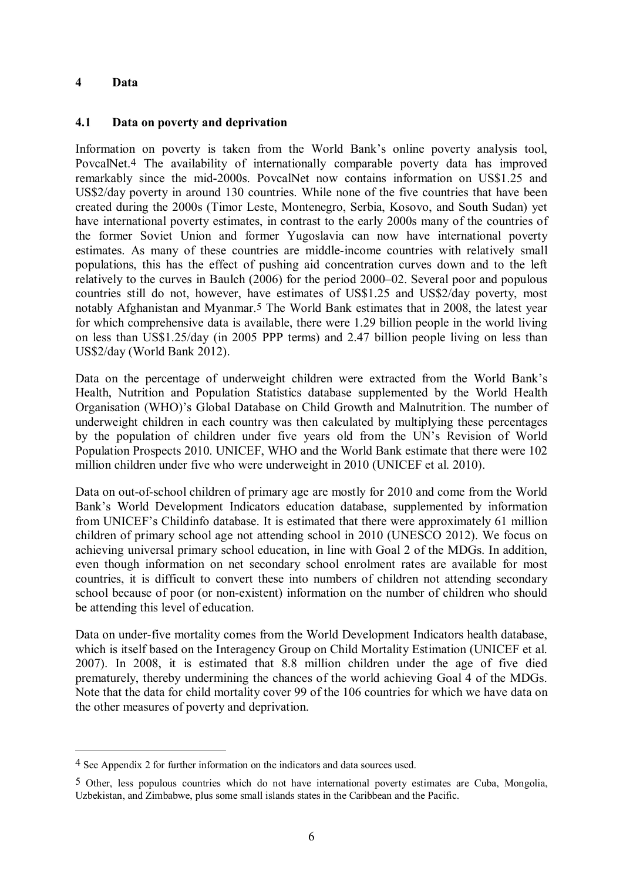# 4 Data

## 4.1 Data on poverty and deprivation

Information on poverty is taken from the World Bank's online poverty analysis tool, PovcalNet.[4] The availability of internationally comparable poverty data has improved remarkably since the mid-2000s. PovcalNet now contains information on US$1.25 and US$2/day poverty in around 130 countries. While none of the five countries that have been created during the 2000s (Timor Leste, Montenegro, Serbia, Kosovo, and South Sudan) yet have international poverty estimates, in contrast to the early 2000s many of the countries of the former Soviet Union and former Yugoslavia can now have international poverty estimates. As many of these countries are middle-income countries with relatively small populations, this has the effect of pushing aid concentration curves down and to the left relatively to the curves in Baulch (2006) for the period 2000–02. Several poor and populous countries still do not, however, have estimates of US$1.25 and US$2/day poverty, most notably Afghanistan and Myanmar.[5] The World Bank estimates that in 2008, the latest year for which comprehensive data is available, there were 1.29 billion people in the world living on less than US$1.25/day (in 2005 PPP terms) and 2.47 billion people living on less than US$2/day (World Bank 2012).

Data on the percentage of underweight children were extracted from the World Bank's Health, Nutrition and Population Statistics database supplemented by the World Health Organisation (WHO)'s Global Database on Child Growth and Malnutrition. The number of underweight children in each country was then calculated by multiplying these percentages by the population of children under five years old from the UN's Revision of World Population Prospects 2010. UNICEF, WHO and the World Bank estimate that there were 102 million children under five who were underweight in 2010 (UNICEF et al. 2010).

Data on out-of-school children of primary age are mostly for 2010 and come from the World Bank's World Development Indicators education database, supplemented by information from UNICEF's Childinfo database. It is estimated that there were approximately 61 million children of primary school age not attending school in 2010 (UNESCO 2012). We focus on achieving universal primary school education, in line with Goal 2 of the MDGs. In addition, even though information on net secondary school enrolment rates are available for most countries, it is difficult to convert these into numbers of children not attending secondary school because of poor (or non-existent) information on the number of children who should be attending this level of education.

Data on under-five mortality comes from the World Development Indicators health database, which is itself based on the Interagency Group on Child Mortality Estimation (UNICEF et al. 2007). In 2008, it is estimated that 8.8 million children under the age of five died prematurely, thereby undermining the chances of the world achieving Goal 4 of the MDGs. Note that the data for child mortality cover 99 of the 106 countries for which we have data on the other measures of poverty and deprivation.

---

[4] See Appendix 2 for further information on the indicators and data sources used.

[5] Other, less populous countries which do not have international poverty estimates are Cuba, Mongolia, Uzbekistan, and Zimbabwe, plus some small islands states in the Caribbean and the Pacific.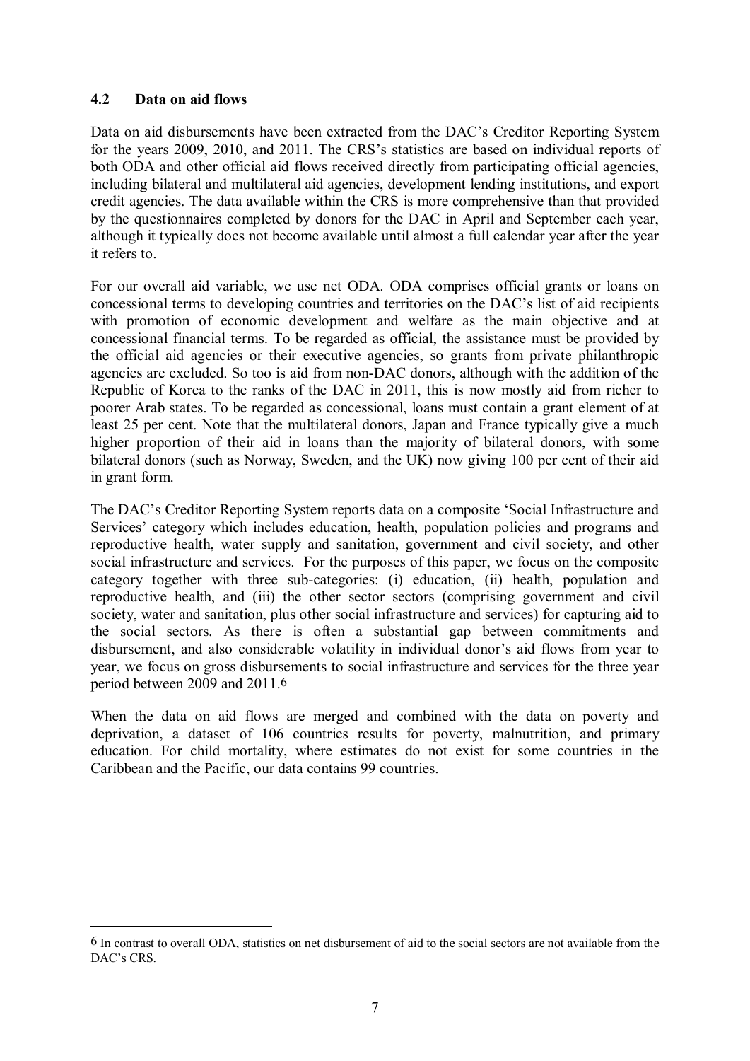### 4.2 Data on aid flows

Data on aid disbursements have been extracted from the DAC's Creditor Reporting System for the years 2009, 2010, and 2011. The CRS's statistics are based on individual reports of both ODA and other official aid flows received directly from participating official agencies, including bilateral and multilateral aid agencies, development lending institutions, and export credit agencies. The data available within the CRS is more comprehensive than that provided by the questionnaires completed by donors for the DAC in April and September each year, although it typically does not become available until almost a full calendar year after the year it refers to.

For our overall aid variable, we use net ODA. ODA comprises official grants or loans on concessional terms to developing countries and territories on the DAC's list of aid recipients with promotion of economic development and welfare as the main objective and at concessional financial terms. To be regarded as official, the assistance must be provided by the official aid agencies or their executive agencies, so grants from private philanthropic agencies are excluded. So too is aid from non-DAC donors, although with the addition of the Republic of Korea to the ranks of the DAC in 2011, this is now mostly aid from richer to poorer Arab states. To be regarded as concessional, loans must contain a grant element of at least 25 per cent. Note that the multilateral donors, Japan and France typically give a much higher proportion of their aid in loans than the majority of bilateral donors, with some bilateral donors (such as Norway, Sweden, and the UK) now giving 100 per cent of their aid in grant form.

The DAC's Creditor Reporting System reports data on a composite 'Social Infrastructure and Services' category which includes education, health, population policies and programs and reproductive health, water supply and sanitation, government and civil society, and other social infrastructure and services. For the purposes of this paper, we focus on the composite category together with three sub-categories: (i) education, (ii) health, population and reproductive health, and (iii) the other sector sectors (comprising government and civil society, water and sanitation, plus other social infrastructure and services) for capturing aid to the social sectors. As there is often a substantial gap between commitments and disbursement, and also considerable volatility in individual donor's aid flows from year to year, we focus on gross disbursements to social infrastructure and services for the three year period between 2009 and 2011.[6]

When the data on aid flows are merged and combined with the data on poverty and deprivation, a dataset of 106 countries results for poverty, malnutrition, and primary education. For child mortality, where estimates do not exist for some countries in the Caribbean and the Pacific, our data contains 99 countries.

---

[6] In contrast to overall ODA, statistics on net disbursement of aid to the social sectors are not available from the DAC's CRS.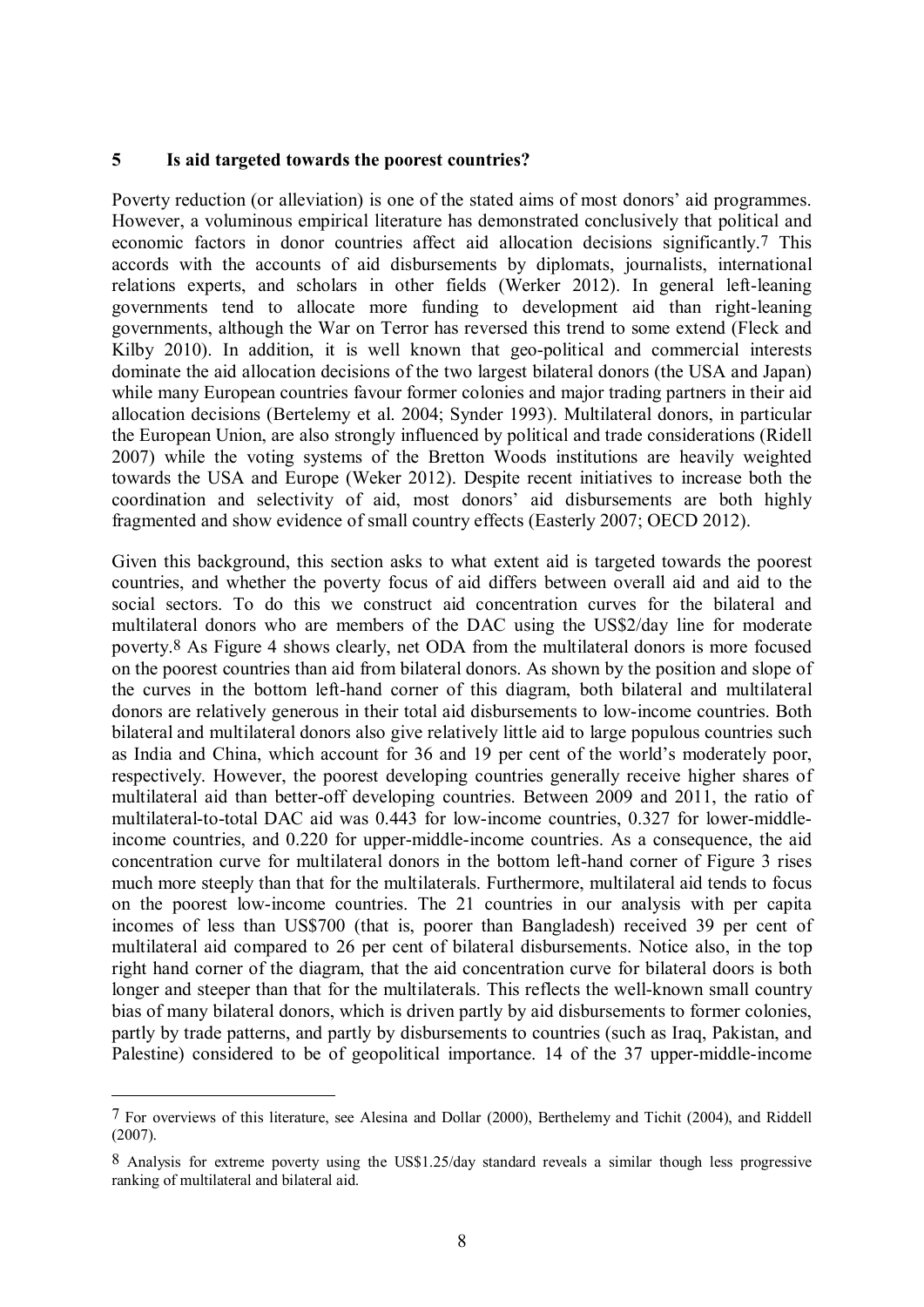## 5 Is aid targeted towards the poorest countries?

Poverty reduction (or alleviation) is one of the stated aims of most donors' aid programmes. However, a voluminous empirical literature has demonstrated conclusively that political and economic factors in donor countries affect aid allocation decisions significantly.[7] This accords with the accounts of aid disbursements by diplomats, journalists, international relations experts, and scholars in other fields (Werker 2012). In general left-leaning governments tend to allocate more funding to development aid than right-leaning governments, although the War on Terror has reversed this trend to some extend (Fleck and Kilby 2010). In addition, it is well known that geo-political and commercial interests dominate the aid allocation decisions of the two largest bilateral donors (the USA and Japan) while many European countries favour former colonies and major trading partners in their aid allocation decisions (Bertelemy et al. 2004; Synder 1993). Multilateral donors, in particular the European Union, are also strongly influenced by political and trade considerations (Ridell 2007) while the voting systems of the Bretton Woods institutions are heavily weighted towards the USA and Europe (Weker 2012). Despite recent initiatives to increase both the coordination and selectivity of aid, most donors' aid disbursements are both highly fragmented and show evidence of small country effects (Easterly 2007; OECD 2012).

Given this background, this section asks to what extent aid is targeted towards the poorest countries, and whether the poverty focus of aid differs between overall aid and aid to the social sectors. To do this we construct aid concentration curves for the bilateral and multilateral donors who are members of the DAC using the US$2/day line for moderate poverty.[8] As Figure 4 shows clearly, net ODA from the multilateral donors is more focused on the poorest countries than aid from bilateral donors. As shown by the position and slope of the curves in the bottom left-hand corner of this diagram, both bilateral and multilateral donors are relatively generous in their total aid disbursements to low-income countries. Both bilateral and multilateral donors also give relatively little aid to large populous countries such as India and China, which account for 36 and 19 per cent of the world's moderately poor, respectively. However, the poorest developing countries generally receive higher shares of multilateral aid than better-off developing countries. Between 2009 and 2011, the ratio of multilateral-to-total DAC aid was 0.443 for low-income countries, 0.327 for lower-middle-income countries, and 0.220 for upper-middle-income countries. As a consequence, the aid concentration curve for multilateral donors in the bottom left-hand corner of Figure 3 rises much more steeply than that for the multilaterals. Furthermore, multilateral aid tends to focus on the poorest low-income countries. The 21 countries in our analysis with per capita incomes of less than US$700 (that is, poorer than Bangladesh) received 39 per cent of multilateral aid compared to 26 per cent of bilateral disbursements. Notice also, in the top right hand corner of the diagram, that the aid concentration curve for bilateral doors is both longer and steeper than that for the multilaterals. This reflects the well-known small country bias of many bilateral donors, which is driven partly by aid disbursements to former colonies, partly by trade patterns, and partly by disbursements to countries (such as Iraq, Pakistan, and Palestine) considered to be of geopolitical importance. 14 of the 37 upper-middle-income

---

[7] For overviews of this literature, see Alesina and Dollar (2000), Berthelemy and Tichit (2004), and Riddell (2007).

[8] Analysis for extreme poverty using the US$1.25/day standard reveals a similar though less progressive ranking of multilateral and bilateral aid.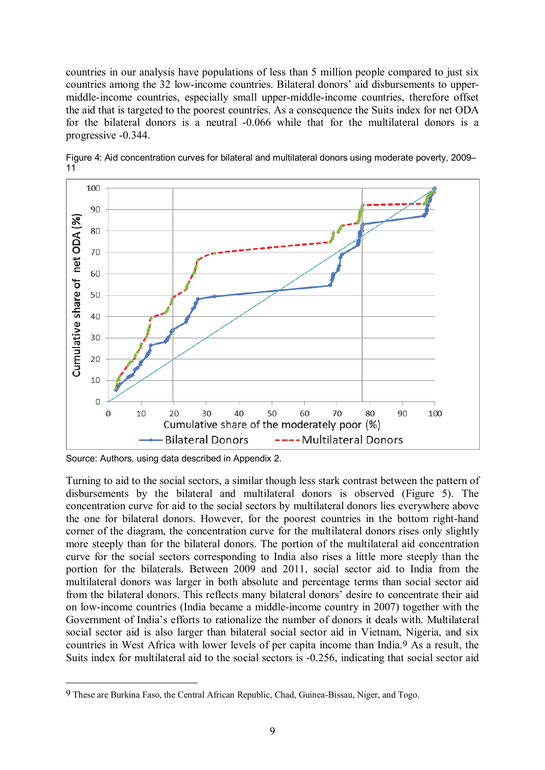countries in our analysis have populations of less than 5 million people compared to just six countries among the 32 low-income countries. Bilateral donors' aid disbursements to upper-middle-income countries, especially small upper-middle-income countries, therefore offset the aid that is targeted to the poorest countries. As a consequence the Suits index for net ODA for the bilateral donors is a neutral -0.066 while that for the multilateral donors is a progressive -0.344.

Figure 4: Aid concentration curves for bilateral and multilateral donors using moderate poverty, 2009–11

Source: Authors, using data described in Appendix 2.

Turning to aid to the social sectors, a similar though less stark contrast between the pattern of disbursements by the bilateral and multilateral donors is observed (Figure 5). The concentration curve for aid to the social sectors by multilateral donors lies everywhere above the one for bilateral donors. However, for the poorest countries in the bottom right-hand corner of the diagram, the concentration curve for the multilateral donors rises only slightly more steeply than for the bilateral donors. The portion of the multilateral aid concentration curve for the social sectors corresponding to India also rises a little more steeply than the portion for the bilaterals. Between 2009 and 2011, social sector aid to India from the multilateral donors was larger in both absolute and percentage terms than social sector aid from the bilateral donors. This reflects many bilateral donors' desire to concentrate their aid on low-income countries (India became a middle-income country in 2007) together with the Government of India's efforts to rationalize the number of donors it deals with. Multilateral social sector aid is also larger than bilateral social sector aid in Vietnam, Nigeria, and six countries in West Africa with lower levels of per capita income than India.[9] As a result, the Suits index for multilateral aid to the social sectors is -0.256, indicating that social sector aid

[9] These are Burkina Faso, the Central African Republic, Chad, Guinea-Bissau, Niger, and Togo.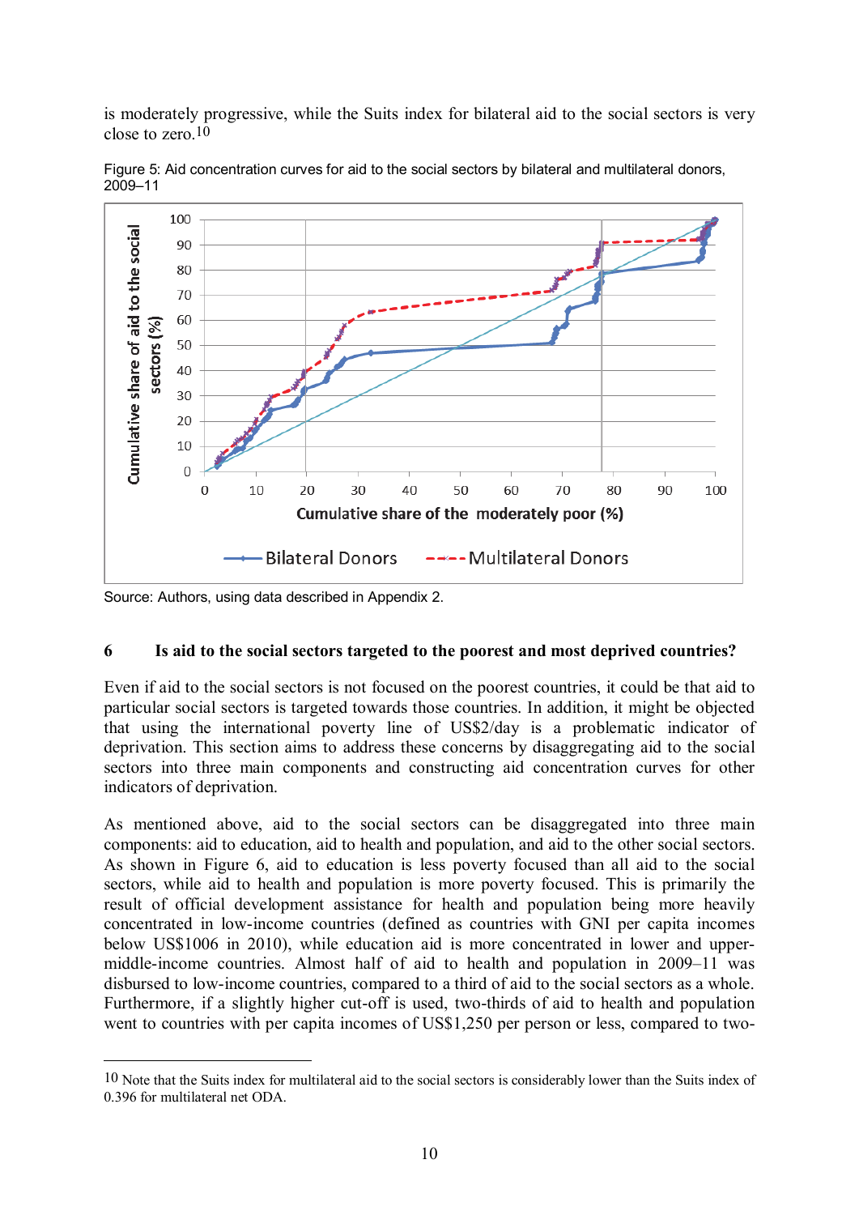is moderately progressive, while the Suits index for bilateral aid to the social sectors is very close to zero.[10]

Figure 5: Aid concentration curves for aid to the social sectors by bilateral and multilateral donors, 2009–11

Source: Authors, using data described in Appendix 2.

## 6 Is aid to the social sectors targeted to the poorest and most deprived countries?

Even if aid to the social sectors is not focused on the poorest countries, it could be that aid to particular social sectors is targeted towards those countries. In addition, it might be objected that using the international poverty line of US$2/day is a problematic indicator of deprivation. This section aims to address these concerns by disaggregating aid to the social sectors into three main components and constructing aid concentration curves for other indicators of deprivation.

As mentioned above, aid to the social sectors can be disaggregated into three main components: aid to education, aid to health and population, and aid to the other social sectors. As shown in Figure 6, aid to education is less poverty focused than all aid to the social sectors, while aid to health and population is more poverty focused. This is primarily the result of official development assistance for health and population being more heavily concentrated in low-income countries (defined as countries with GNI per capita incomes below US$1006 in 2010), while education aid is more concentrated in lower and upper-middle-income countries. Almost half of aid to health and population in 2009–11 was disbursed to low-income countries, compared to a third of aid to the social sectors as a whole. Furthermore, if a slightly higher cut-off is used, two-thirds of aid to health and population went to countries with per capita incomes of US$1,250 per person or less, compared to two-

[10] Note that the Suits index for multilateral aid to the social sectors is considerably lower than the Suits index of 0.396 for multilateral net ODA.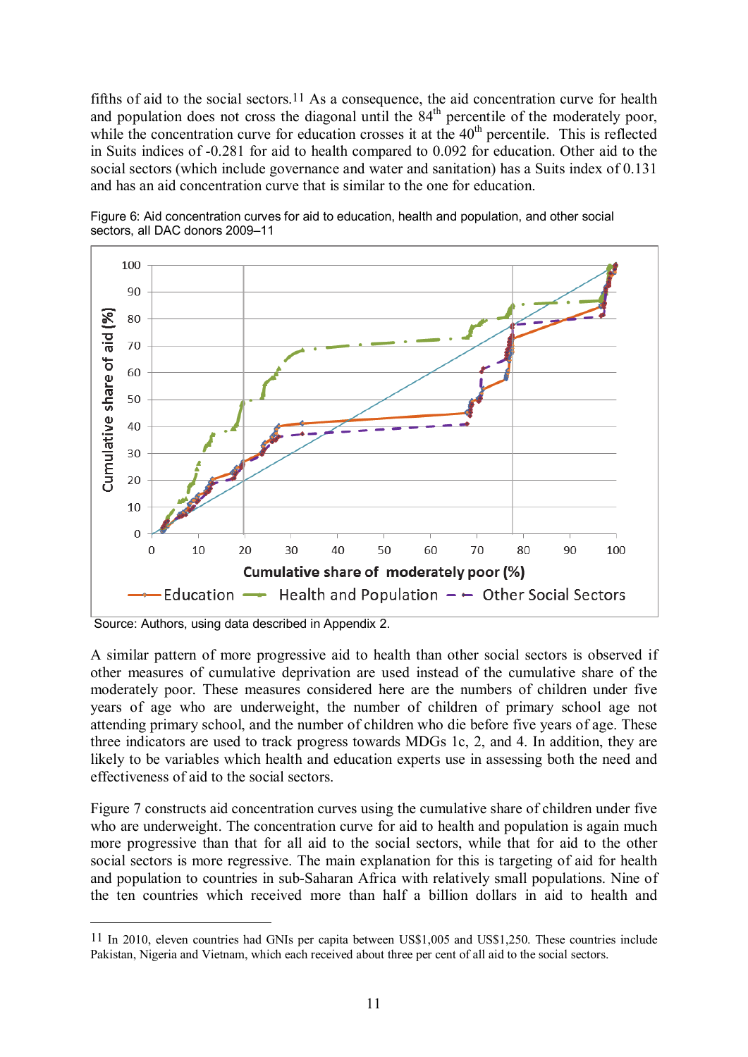fifths of aid to the social sectors.[11] As a consequence, the aid concentration curve for health and population does not cross the diagonal until the 84th percentile of the moderately poor, while the concentration curve for education crosses it at the 40th percentile. This is reflected in Suits indices of -0.281 for aid to health compared to 0.092 for education. Other aid to the social sectors (which include governance and water and sanitation) has a Suits index of 0.131 and has an aid concentration curve that is similar to the one for education.

Figure 6: Aid concentration curves for aid to education, health and population, and other social sectors, all DAC donors 2009–11

Source: Authors, using data described in Appendix 2.

A similar pattern of more progressive aid to health than other social sectors is observed if other measures of cumulative deprivation are used instead of the cumulative share of the moderately poor. These measures considered here are the numbers of children under five years of age who are underweight, the number of children of primary school age not attending primary school, and the number of children who die before five years of age. These three indicators are used to track progress towards MDGs 1c, 2, and 4. In addition, they are likely to be variables which health and education experts use in assessing both the need and effectiveness of aid to the social sectors.

Figure 7 constructs aid concentration curves using the cumulative share of children under five who are underweight. The concentration curve for aid to health and population is again much more progressive than that for all aid to the social sectors, while that for aid to the other social sectors is more regressive. The main explanation for this is targeting of aid for health and population to countries in sub-Saharan Africa with relatively small populations. Nine of the ten countries which received more than half a billion dollars in aid to health and

[11] In 2010, eleven countries had GNIs per capita between US$1,005 and US$1,250. These countries include Pakistan, Nigeria and Vietnam, which each received about three per cent of all aid to the social sectors.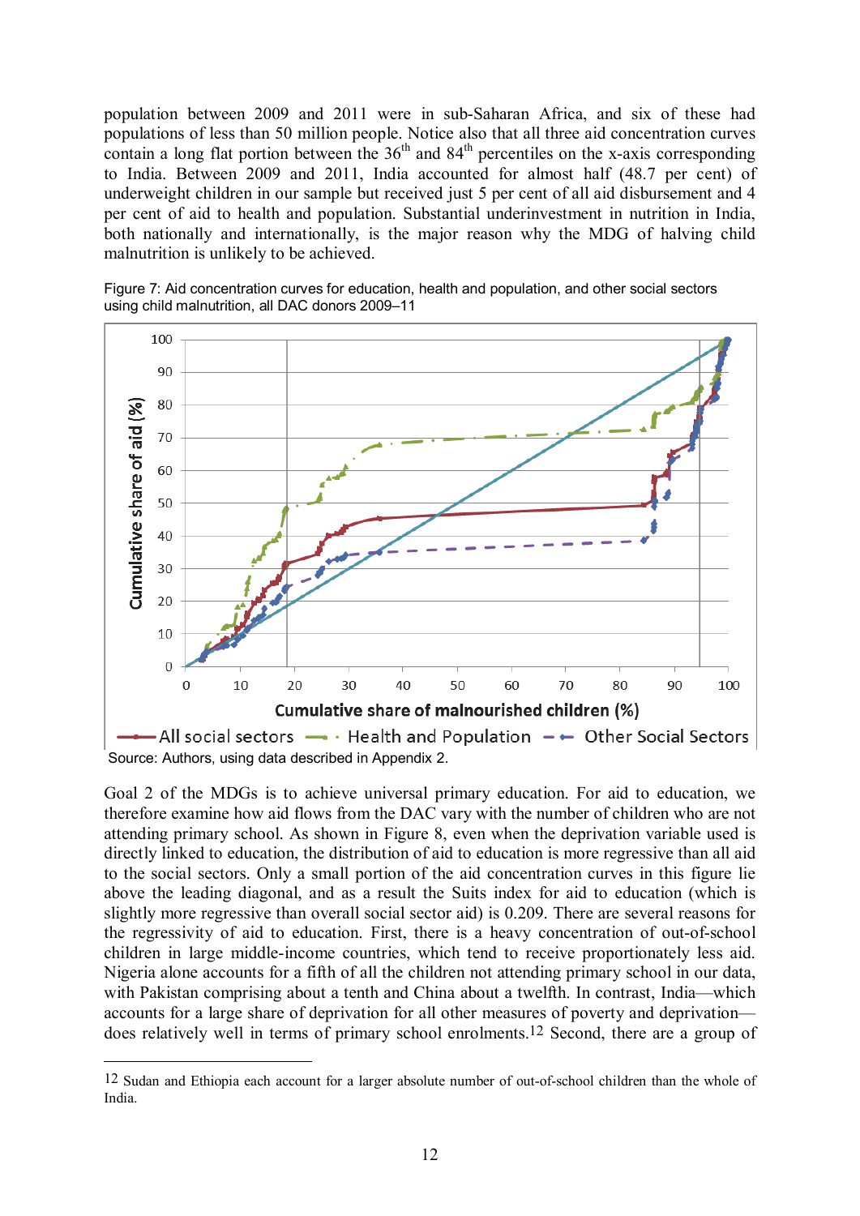population between 2009 and 2011 were in sub-Saharan Africa, and six of these had populations of less than 50 million people. Notice also that all three aid concentration curves contain a long flat portion between the 36th and 84th percentiles on the x-axis corresponding to India. Between 2009 and 2011, India accounted for almost half (48.7 per cent) of underweight children in our sample but received just 5 per cent of all aid disbursement and 4 per cent of aid to health and population. Substantial underinvestment in nutrition in India, both nationally and internationally, is the major reason why the MDG of halving child malnutrition is unlikely to be achieved.

Figure 7: Aid concentration curves for education, health and population, and other social sectors using child malnutrition, all DAC donors 2009–11

Source: Authors, using data described in Appendix 2.

Goal 2 of the MDGs is to achieve universal primary education. For aid to education, we therefore examine how aid flows from the DAC vary with the number of children who are not attending primary school. As shown in Figure 8, even when the deprivation variable used is directly linked to education, the distribution of aid to education is more regressive than all aid to the social sectors. Only a small portion of the aid concentration curves in this figure lie above the leading diagonal, and as a result the Suits index for aid to education (which is slightly more regressive than overall social sector aid) is 0.209. There are several reasons for the regressivity of aid to education. First, there is a heavy concentration of out-of-school children in large middle-income countries, which tend to receive proportionately less aid. Nigeria alone accounts for a fifth of all the children not attending primary school in our data, with Pakistan comprising about a tenth and China about a twelfth. In contrast, India—which accounts for a large share of deprivation for all other measures of poverty and deprivation—does relatively well in terms of primary school enrolments.[12] Second, there are a group of

[12] Sudan and Ethiopia each account for a larger absolute number of out-of-school children than the whole of India.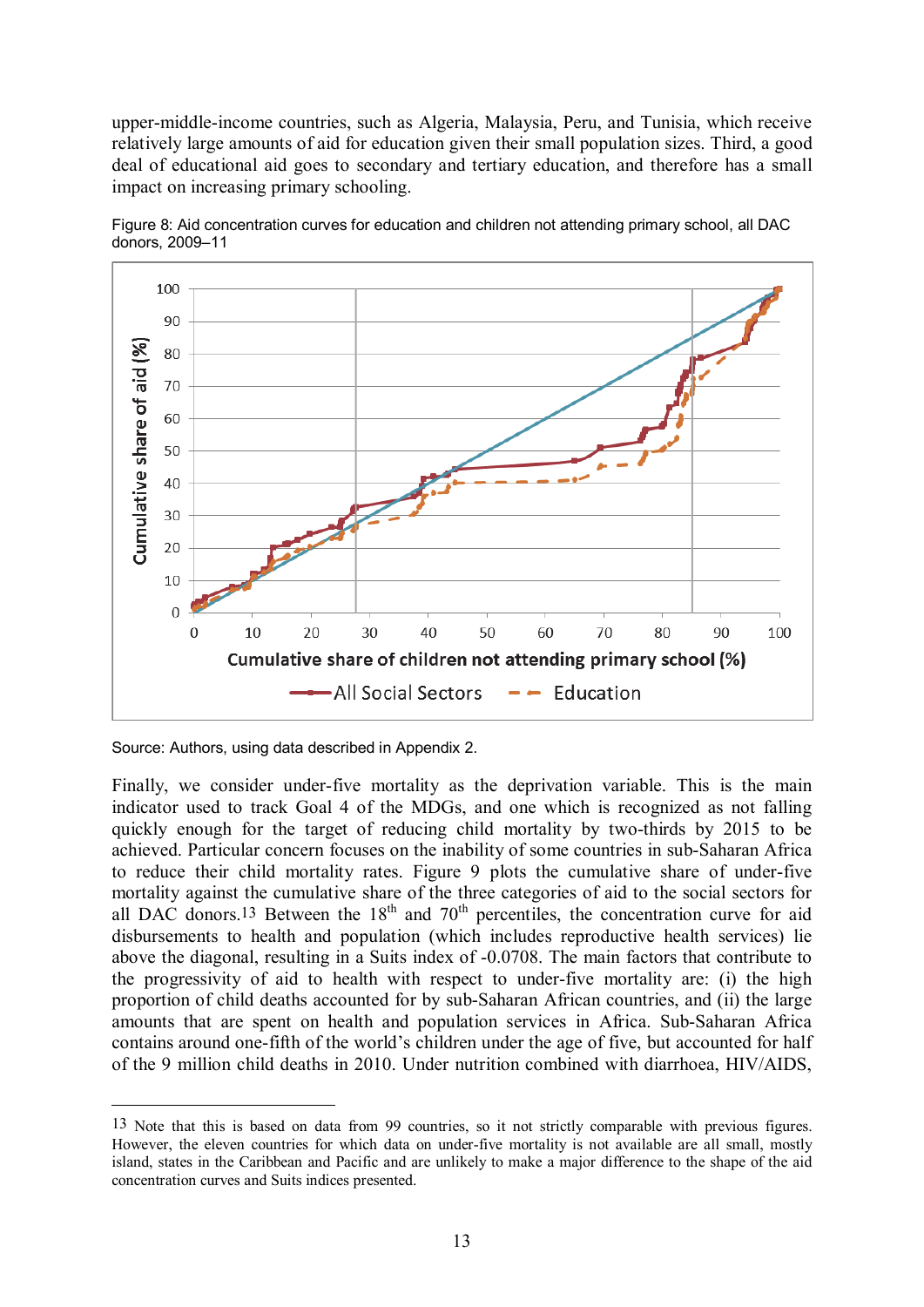upper-middle-income countries, such as Algeria, Malaysia, Peru, and Tunisia, which receive relatively large amounts of aid for education given their small population sizes. Third, a good deal of educational aid goes to secondary and tertiary education, and therefore has a small impact on increasing primary schooling.

Figure 8: Aid concentration curves for education and children not attending primary school, all DAC donors, 2009–11

Source: Authors, using data described in Appendix 2.

Finally, we consider under-five mortality as the deprivation variable. This is the main indicator used to track Goal 4 of the MDGs, and one which is recognized as not falling quickly enough for the target of reducing child mortality by two-thirds by 2015 to be achieved. Particular concern focuses on the inability of some countries in sub-Saharan Africa to reduce their child mortality rates. Figure 9 plots the cumulative share of under-five mortality against the cumulative share of the three categories of aid to the social sectors for all DAC donors.[13] Between the 18th and 70th percentiles, the concentration curve for aid disbursements to health and population (which includes reproductive health services) lie above the diagonal, resulting in a Suits index of -0.0708. The main factors that contribute to the progressivity of aid to health with respect to under-five mortality are: (i) the high proportion of child deaths accounted for by sub-Saharan African countries, and (ii) the large amounts that are spent on health and population services in Africa. Sub-Saharan Africa contains around one-fifth of the world's children under the age of five, but accounted for half of the 9 million child deaths in 2010. Under nutrition combined with diarrhoea, HIV/AIDS,

---

[13] Note that this is based on data from 99 countries, so it not strictly comparable with previous figures. However, the eleven countries for which data on under-five mortality is not available are all small, mostly island, states in the Caribbean and Pacific and are unlikely to make a major difference to the shape of the aid concentration curves and Suits indices presented.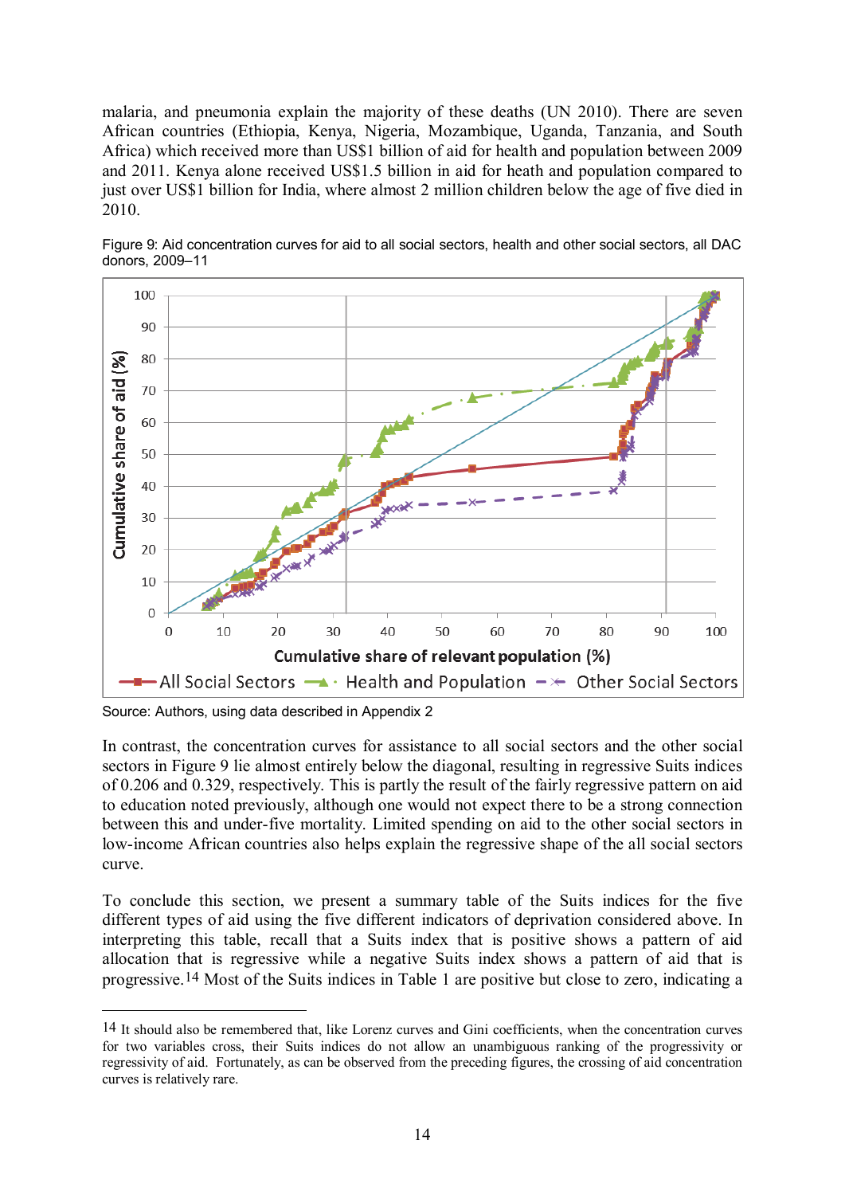malaria, and pneumonia explain the majority of these deaths (UN 2010). There are seven African countries (Ethiopia, Kenya, Nigeria, Mozambique, Uganda, Tanzania, and South Africa) which received more than US$1 billion of aid for health and population between 2009 and 2011. Kenya alone received US$1.5 billion in aid for heath and population compared to just over US$1 billion for India, where almost 2 million children below the age of five died in 2010.

Figure 9: Aid concentration curves for aid to all social sectors, health and other social sectors, all DAC donors, 2009–11

Source: Authors, using data described in Appendix 2

In contrast, the concentration curves for assistance to all social sectors and the other social sectors in Figure 9 lie almost entirely below the diagonal, resulting in regressive Suits indices of 0.206 and 0.329, respectively. This is partly the result of the fairly regressive pattern on aid to education noted previously, although one would not expect there to be a strong connection between this and under-five mortality. Limited spending on aid to the other social sectors in low-income African countries also helps explain the regressive shape of the all social sectors curve.

To conclude this section, we present a summary table of the Suits indices for the five different types of aid using the five different indicators of deprivation considered above. In interpreting this table, recall that a Suits index that is positive shows a pattern of aid allocation that is regressive while a negative Suits index shows a pattern of aid that is progressive.[14] Most of the Suits indices in Table 1 are positive but close to zero, indicating a

[14] It should also be remembered that, like Lorenz curves and Gini coefficients, when the concentration curves for two variables cross, their Suits indices do not allow an unambiguous ranking of the progressivity or regressivity of aid. Fortunately, as can be observed from the preceding figures, the crossing of aid concentration curves is relatively rare.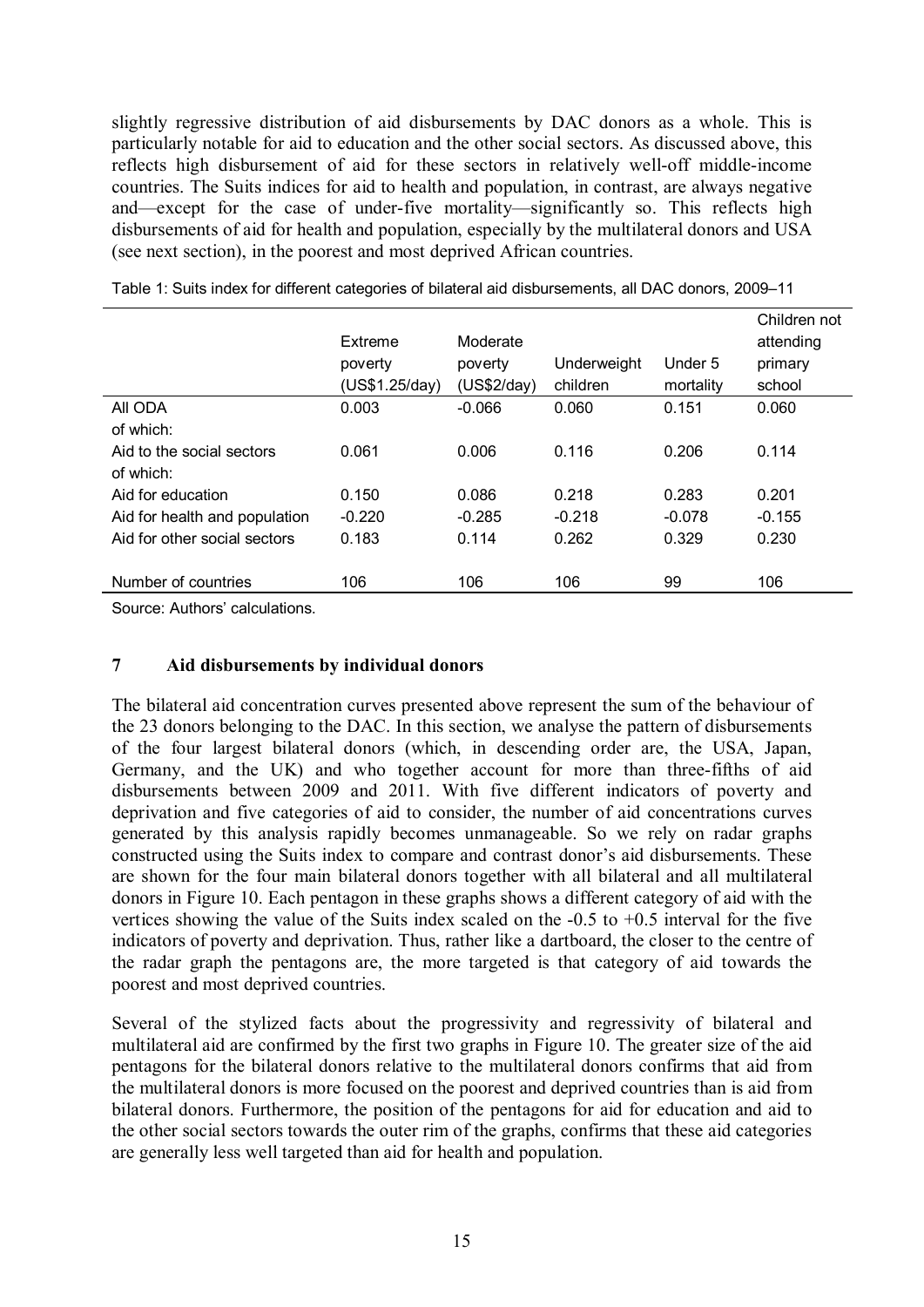slightly regressive distribution of aid disbursements by DAC donors as a whole. This is particularly notable for aid to education and the other social sectors. As discussed above, this reflects high disbursement of aid for these sectors in relatively well-off middle-income countries. The Suits indices for aid to health and population, in contrast, are always negative and—except for the case of under-five mortality—significantly so. This reflects high disbursements of aid for health and population, especially by the multilateral donors and USA (see next section), in the poorest and most deprived African countries.

Table 1: Suits index for different categories of bilateral aid disbursements, all DAC donors, 2009–11

| | Extreme poverty (US$1.25/day) | Moderate poverty (US$2/day) | Underweight children | Under 5 mortality | Children not attending primary school |
|---|---|---|---|---|---|
| All ODA | 0.003 | -0.066 | 0.060 | 0.151 | 0.060 |
| of which: | | | | | |
| Aid to the social sectors | 0.061 | 0.006 | 0.116 | 0.206 | 0.114 |
| of which: | | | | | |
| Aid for education | 0.150 | 0.086 | 0.218 | 0.283 | 0.201 |
| Aid for health and population | -0.220 | -0.285 | -0.218 | -0.078 | -0.155 |
| Aid for other social sectors | 0.183 | 0.114 | 0.262 | 0.329 | 0.230 |
| Number of countries | 106 | 106 | 106 | 99 | 106 |

Source: Authors' calculations.

## 7 Aid disbursements by individual donors

The bilateral aid concentration curves presented above represent the sum of the behaviour of the 23 donors belonging to the DAC. In this section, we analyse the pattern of disbursements of the four largest bilateral donors (which, in descending order are, the USA, Japan, Germany, and the UK) and who together account for more than three-fifths of aid disbursements between 2009 and 2011. With five different indicators of poverty and deprivation and five categories of aid to consider, the number of aid concentrations curves generated by this analysis rapidly becomes unmanageable. So we rely on radar graphs constructed using the Suits index to compare and contrast donor's aid disbursements. These are shown for the four main bilateral donors together with all bilateral and all multilateral donors in Figure 10. Each pentagon in these graphs shows a different category of aid with the vertices showing the value of the Suits index scaled on the -0.5 to +0.5 interval for the five indicators of poverty and deprivation. Thus, rather like a dartboard, the closer to the centre of the radar graph the pentagons are, the more targeted is that category of aid towards the poorest and most deprived countries.

Several of the stylized facts about the progressivity and regressivity of bilateral and multilateral aid are confirmed by the first two graphs in Figure 10. The greater size of the aid pentagons for the bilateral donors relative to the multilateral donors confirms that aid from the multilateral donors is more focused on the poorest and deprived countries than is aid from bilateral donors. Furthermore, the position of the pentagons for aid for education and aid to the other social sectors towards the outer rim of the graphs, confirms that these aid categories are generally less well targeted than aid for health and population.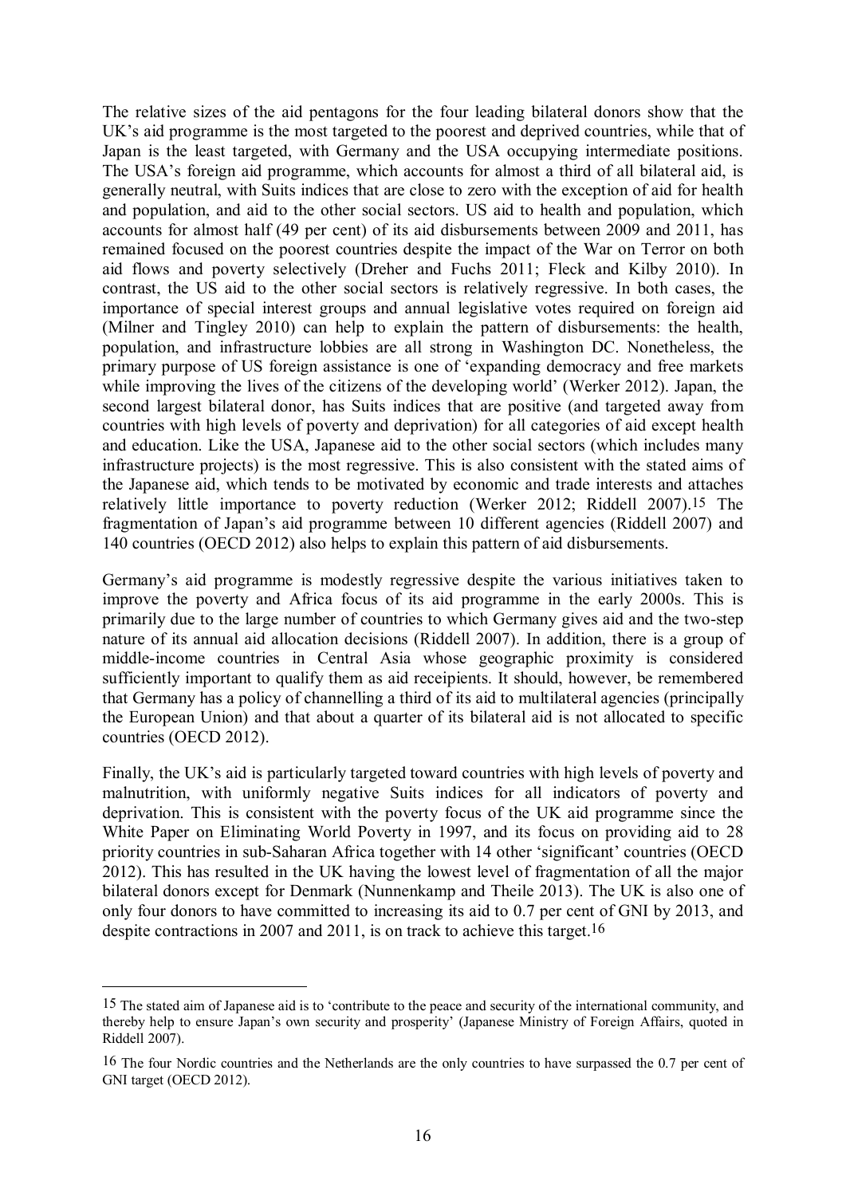The relative sizes of the aid pentagons for the four leading bilateral donors show that the UK's aid programme is the most targeted to the poorest and deprived countries, while that of Japan is the least targeted, with Germany and the USA occupying intermediate positions. The USA's foreign aid programme, which accounts for almost a third of all bilateral aid, is generally neutral, with Suits indices that are close to zero with the exception of aid for health and population, and aid to the other social sectors. US aid to health and population, which accounts for almost half (49 per cent) of its aid disbursements between 2009 and 2011, has remained focused on the poorest countries despite the impact of the War on Terror on both aid flows and poverty selectively (Dreher and Fuchs 2011; Fleck and Kilby 2010). In contrast, the US aid to the other social sectors is relatively regressive. In both cases, the importance of special interest groups and annual legislative votes required on foreign aid (Milner and Tingley 2010) can help to explain the pattern of disbursements: the health, population, and infrastructure lobbies are all strong in Washington DC. Nonetheless, the primary purpose of US foreign assistance is one of 'expanding democracy and free markets while improving the lives of the citizens of the developing world' (Werker 2012). Japan, the second largest bilateral donor, has Suits indices that are positive (and targeted away from countries with high levels of poverty and deprivation) for all categories of aid except health and education. Like the USA, Japanese aid to the other social sectors (which includes many infrastructure projects) is the most regressive. This is also consistent with the stated aims of the Japanese aid, which tends to be motivated by economic and trade interests and attaches relatively little importance to poverty reduction (Werker 2012; Riddell 2007).[15] The fragmentation of Japan's aid programme between 10 different agencies (Riddell 2007) and 140 countries (OECD 2012) also helps to explain this pattern of aid disbursements.

Germany's aid programme is modestly regressive despite the various initiatives taken to improve the poverty and Africa focus of its aid programme in the early 2000s. This is primarily due to the large number of countries to which Germany gives aid and the two-step nature of its annual aid allocation decisions (Riddell 2007). In addition, there is a group of middle-income countries in Central Asia whose geographic proximity is considered sufficiently important to qualify them as aid receipients. It should, however, be remembered that Germany has a policy of channelling a third of its aid to multilateral agencies (principally the European Union) and that about a quarter of its bilateral aid is not allocated to specific countries (OECD 2012).

Finally, the UK's aid is particularly targeted toward countries with high levels of poverty and malnutrition, with uniformly negative Suits indices for all indicators of poverty and deprivation. This is consistent with the poverty focus of the UK aid programme since the White Paper on Eliminating World Poverty in 1997, and its focus on providing aid to 28 priority countries in sub-Saharan Africa together with 14 other 'significant' countries (OECD 2012). This has resulted in the UK having the lowest level of fragmentation of all the major bilateral donors except for Denmark (Nunnenkamp and Theile 2013). The UK is also one of only four donors to have committed to increasing its aid to 0.7 per cent of GNI by 2013, and despite contractions in 2007 and 2011, is on track to achieve this target.[16]

---

[15] The stated aim of Japanese aid is to 'contribute to the peace and security of the international community, and thereby help to ensure Japan's own security and prosperity' (Japanese Ministry of Foreign Affairs, quoted in Riddell 2007).

[16] The four Nordic countries and the Netherlands are the only countries to have surpassed the 0.7 per cent of GNI target (OECD 2012).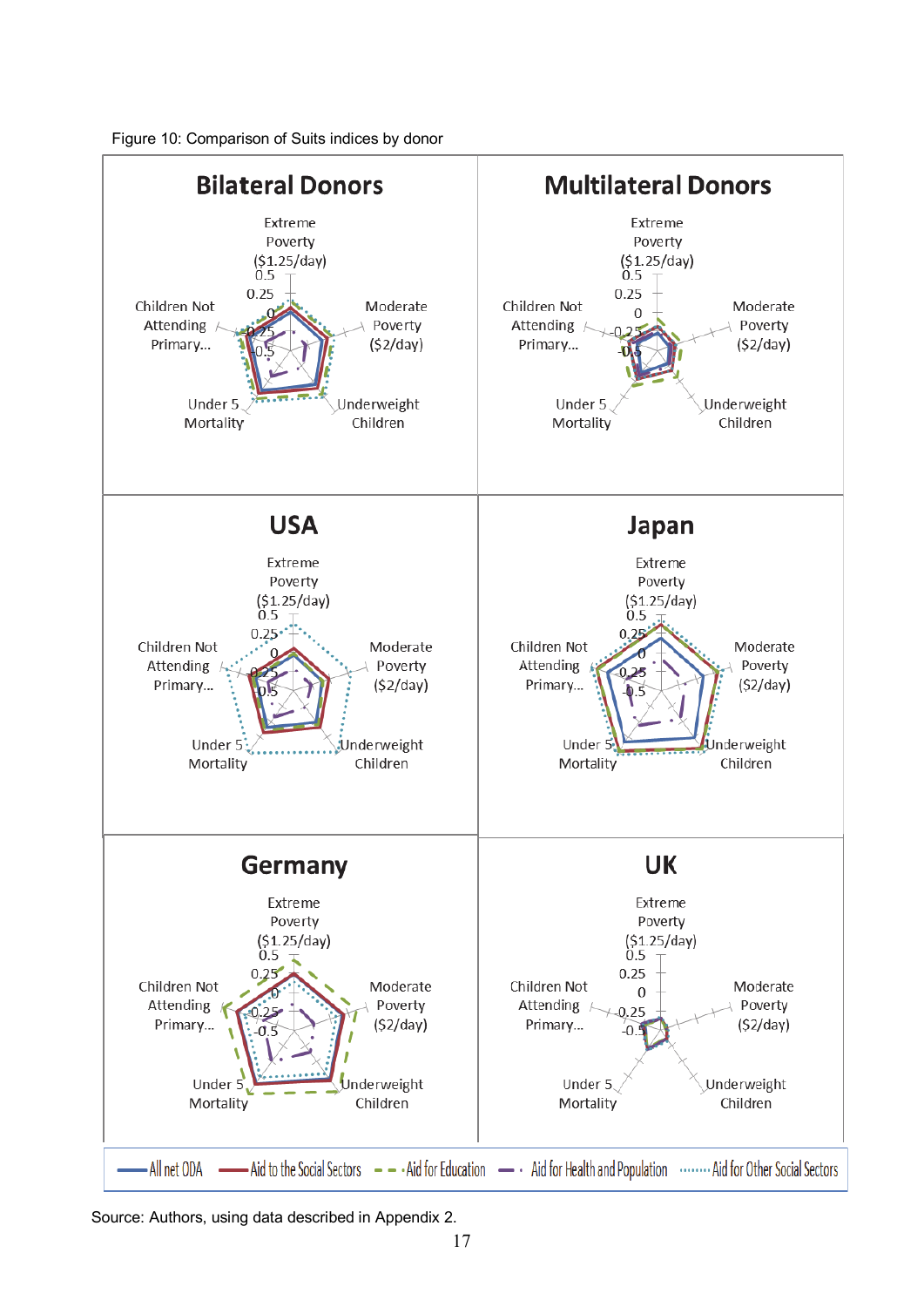Figure 10: Comparison of Suits indices by donor

Source: Authors, using data described in Appendix 2.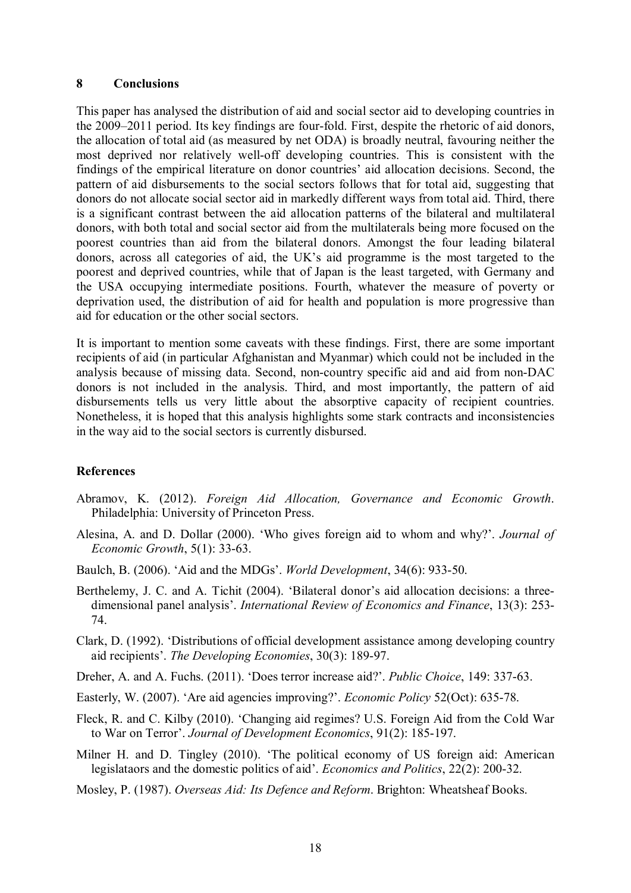## 8 Conclusions

This paper has analysed the distribution of aid and social sector aid to developing countries in the 2009–2011 period. Its key findings are four-fold. First, despite the rhetoric of aid donors, the allocation of total aid (as measured by net ODA) is broadly neutral, favouring neither the most deprived nor relatively well-off developing countries. This is consistent with the findings of the empirical literature on donor countries' aid allocation decisions. Second, the pattern of aid disbursements to the social sectors follows that for total aid, suggesting that donors do not allocate social sector aid in markedly different ways from total aid. Third, there is a significant contrast between the aid allocation patterns of the bilateral and multilateral donors, with both total and social sector aid from the multilaterals being more focused on the poorest countries than aid from the bilateral donors. Amongst the four leading bilateral donors, across all categories of aid, the UK's aid programme is the most targeted to the poorest and deprived countries, while that of Japan is the least targeted, with Germany and the USA occupying intermediate positions. Fourth, whatever the measure of poverty or deprivation used, the distribution of aid for health and population is more progressive than aid for education or the other social sectors.

It is important to mention some caveats with these findings. First, there are some important recipients of aid (in particular Afghanistan and Myanmar) which could not be included in the analysis because of missing data. Second, non-country specific aid and aid from non-DAC donors is not included in the analysis. Third, and most importantly, the pattern of aid disbursements tells us very little about the absorptive capacity of recipient countries. Nonetheless, it is hoped that this analysis highlights some stark contracts and inconsistencies in the way aid to the social sectors is currently disbursed.

### References

Abramov, K. (2012). *Foreign Aid Allocation, Governance and Economic Growth*. Philadelphia: University of Princeton Press.

Alesina, A. and D. Dollar (2000). 'Who gives foreign aid to whom and why?'. *Journal of Economic Growth*, 5(1): 33-63.

Baulch, B. (2006). 'Aid and the MDGs'. *World Development*, 34(6): 933-50.

Berthelemy, J. C. and A. Tichit (2004). 'Bilateral donor's aid allocation decisions: a three-dimensional panel analysis'. *International Review of Economics and Finance*, 13(3): 253-74.

Clark, D. (1992). 'Distributions of official development assistance among developing country aid recipients'. *The Developing Economies*, 30(3): 189-97.

Dreher, A. and A. Fuchs. (2011). 'Does terror increase aid?'. *Public Choice*, 149: 337-63.

Easterly, W. (2007). 'Are aid agencies improving?'. *Economic Policy* 52(Oct): 635-78.

Fleck, R. and C. Kilby (2010). 'Changing aid regimes? U.S. Foreign Aid from the Cold War to War on Terror'. *Journal of Development Economics*, 91(2): 185-197.

Milner H. and D. Tingley (2010). 'The political economy of US foreign aid: American legislataors and the domestic politics of aid'. *Economics and Politics*, 22(2): 200-32.

Mosley, P. (1987). *Overseas Aid: Its Defence and Reform*. Brighton: Wheatsheaf Books.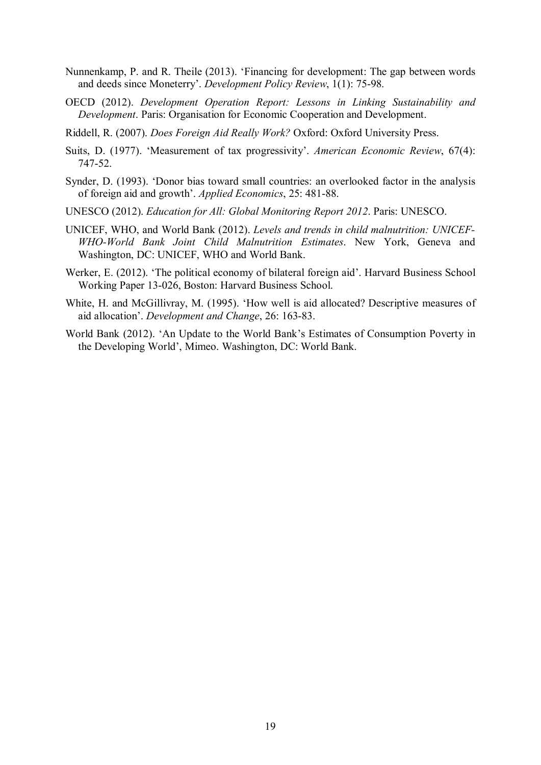Nunnenkamp, P. and R. Theile (2013). 'Financing for development: The gap between words and deeds since Moneterry'. *Development Policy Review*, 1(1): 75-98.

OECD (2012). *Development Operation Report: Lessons in Linking Sustainability and Development*. Paris: Organisation for Economic Cooperation and Development.

Riddell, R. (2007). *Does Foreign Aid Really Work?* Oxford: Oxford University Press.

Suits, D. (1977). 'Measurement of tax progressivity'. *American Economic Review*, 67(4): 747-52.

Synder, D. (1993). 'Donor bias toward small countries: an overlooked factor in the analysis of foreign aid and growth'. *Applied Economics*, 25: 481-88.

UNESCO (2012). *Education for All: Global Monitoring Report 2012*. Paris: UNESCO.

UNICEF, WHO, and World Bank (2012). *Levels and trends in child malnutrition: UNICEF-WHO-World Bank Joint Child Malnutrition Estimates*. New York, Geneva and Washington, DC: UNICEF, WHO and World Bank.

Werker, E. (2012). 'The political economy of bilateral foreign aid'. Harvard Business School Working Paper 13-026, Boston: Harvard Business School.

White, H. and McGillivray, M. (1995). 'How well is aid allocated? Descriptive measures of aid allocation'. *Development and Change*, 26: 163-83.

World Bank (2012). 'An Update to the World Bank's Estimates of Consumption Poverty in the Developing World', Mimeo. Washington, DC: World Bank.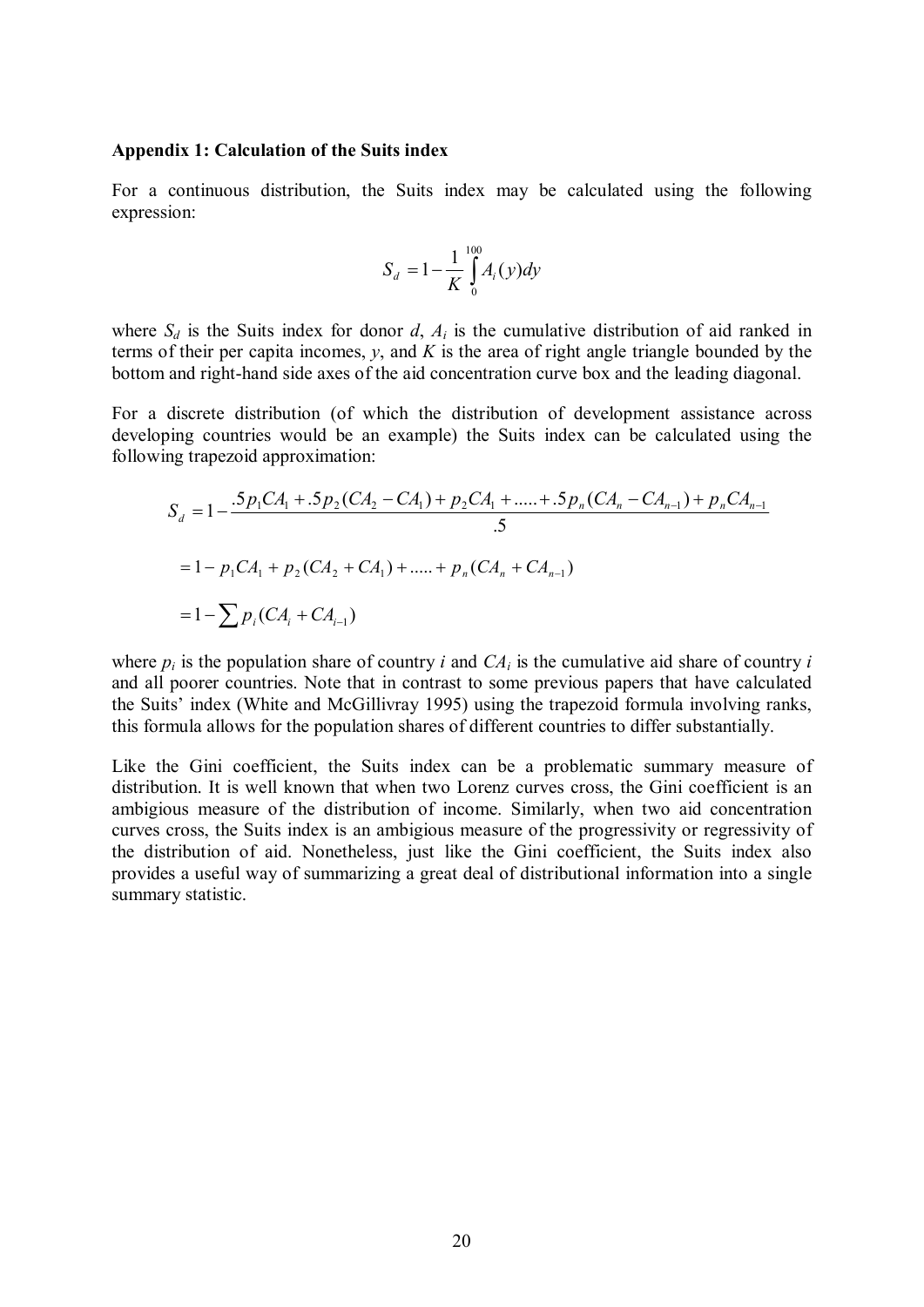**Appendix 1: Calculation of the Suits index**

For a continuous distribution, the Suits index may be calculated using the following expression:

$$S_d = 1 - \frac{1}{K}\int_0^{100} A_i(y)dy$$

where $S_d$ is the Suits index for donor $d$, $A_i$ is the cumulative distribution of aid ranked in terms of their per capita incomes, $y$, and $K$ is the area of right angle triangle bounded by the bottom and right-hand side axes of the aid concentration curve box and the leading diagonal.

For a discrete distribution (of which the distribution of development assistance across developing countries would be an example) the Suits index can be calculated using the following trapezoid approximation:

$$S_d = 1 - \frac{.5p_1CA_1 + .5p_2(CA_2 - CA_1) + p_2CA_1 + ..... + .5p_n(CA_n - CA_{n-1}) + p_nCA_{n-1}}{.5}$$

$$= 1 - p_1CA_1 + p_2(CA_2 + CA_1) + ..... + p_n(CA_n + CA_{n-1})$$

$$= 1 - \sum p_i(CA_i + CA_{i-1})$$

where $p_i$ is the population share of country $i$ and $CA_i$ is the cumulative aid share of country $i$ and all poorer countries. Note that in contrast to some previous papers that have calculated the Suits' index (White and McGillivray 1995) using the trapezoid formula involving ranks, this formula allows for the population shares of different countries to differ substantially.

Like the Gini coefficient, the Suits index can be a problematic summary measure of distribution. It is well known that when two Lorenz curves cross, the Gini coefficient is an ambigious measure of the distribution of income. Similarly, when two aid concentration curves cross, the Suits index is an ambigious measure of the progressivity or regressivity of the distribution of aid. Nonetheless, just like the Gini coefficient, the Suits index also provides a useful way of summarizing a great deal of distributional information into a single summary statistic.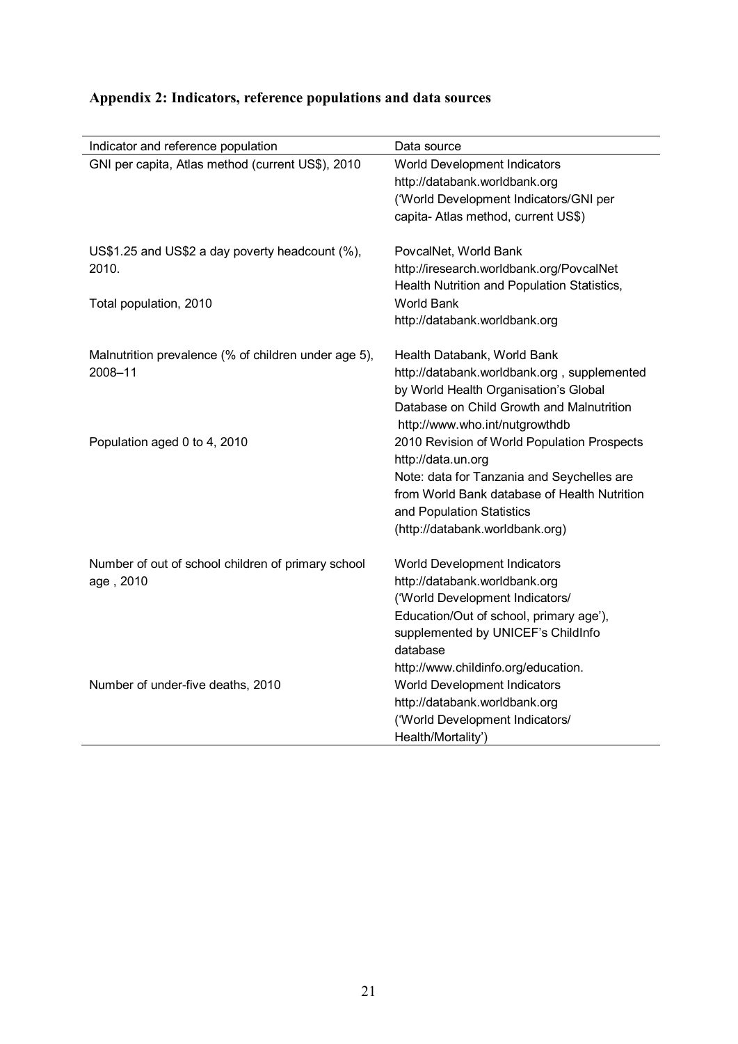## Appendix 2: Indicators, reference populations and data sources

| Indicator and reference population | Data source |
|---|---|
| GNI per capita, Atlas method (current US$), 2010 | World Development Indicators http://databank.worldbank.org ('World Development Indicators/GNI per capita- Atlas method, current US$) |
| US$1.25 and US$2 a day poverty headcount (%), 2010. | PovcalNet, World Bank http://iresearch.worldbank.org/PovcalNet |
| Total population, 2010 | Health Nutrition and Population Statistics, World Bank http://databank.worldbank.org |
| Malnutrition prevalence (% of children under age 5), 2008–11 | Health Databank, World Bank http://databank.worldbank.org , supplemented by World Health Organisation's Global Database on Child Growth and Malnutrition http://www.who.int/nutgrowthdb |
| Population aged 0 to 4, 2010 | 2010 Revision of World Population Prospects http://data.un.org Note: data for Tanzania and Seychelles are from World Bank database of Health Nutrition and Population Statistics (http://databank.worldbank.org) |
| Number of out of school children of primary school age , 2010 | World Development Indicators http://databank.worldbank.org ('World Development Indicators/ Education/Out of school, primary age'), supplemented by UNICEF's ChildInfo database http://www.childinfo.org/education. |
| Number of under-five deaths, 2010 | World Development Indicators http://databank.worldbank.org ('World Development Indicators/ Health/Mortality') |